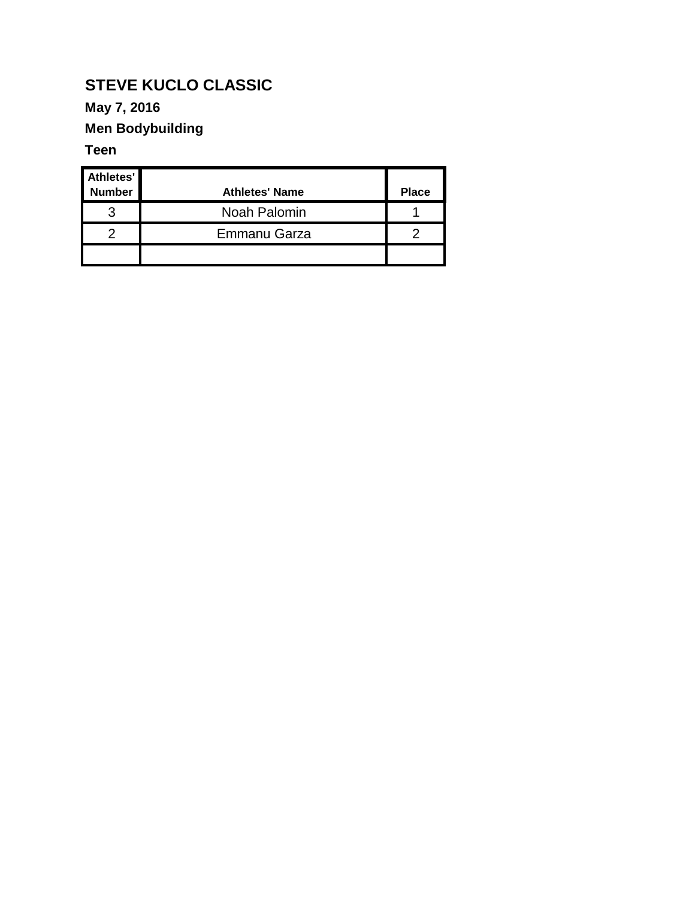# STEVE KUCLO CLASSIC

**May 7, 2016**

**Men Bodybuilding**

**Teen**

| Athletes' Number | Athletes' Name | Place |
|---|---|---|
| 3 | Noah Palomin | 1 |
| 2 | Emmanu Garza | 2 |
| | | |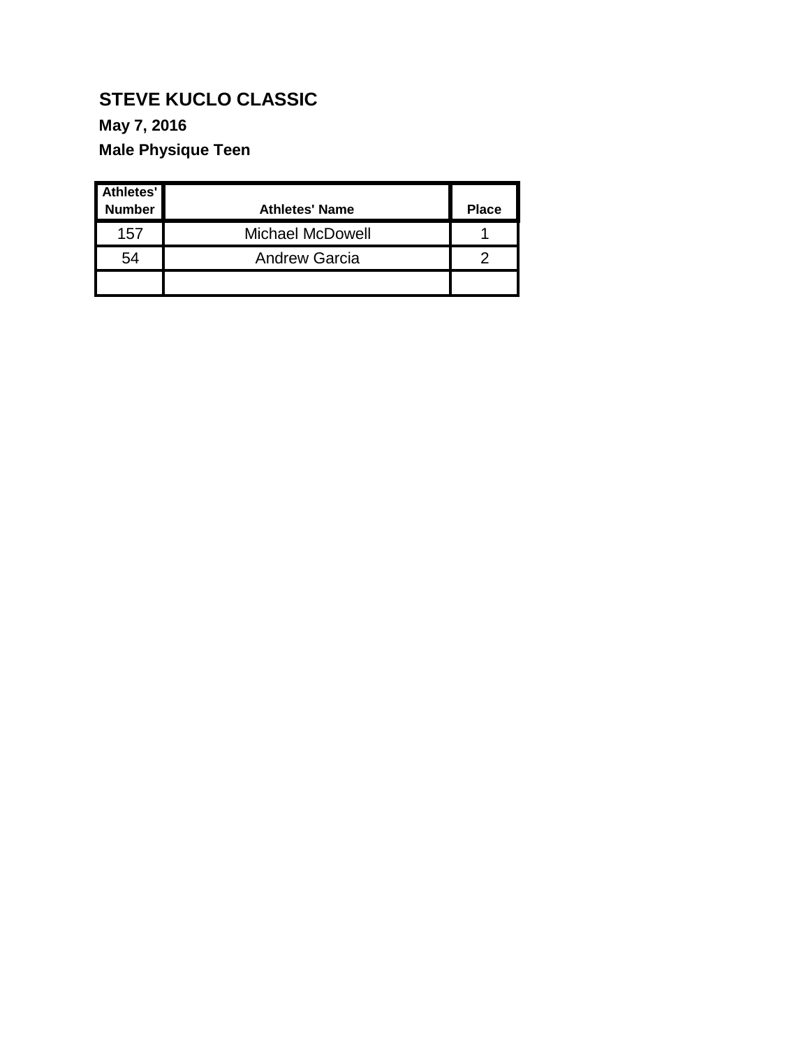# STEVE KUCLO CLASSIC

**May 7, 2016**

**Male Physique Teen**

| Athletes' Number | Athletes' Name | Place |
|---|---|---|
| 157 | Michael McDowell | 1 |
| 54 | Andrew Garcia | 2 |
| | | |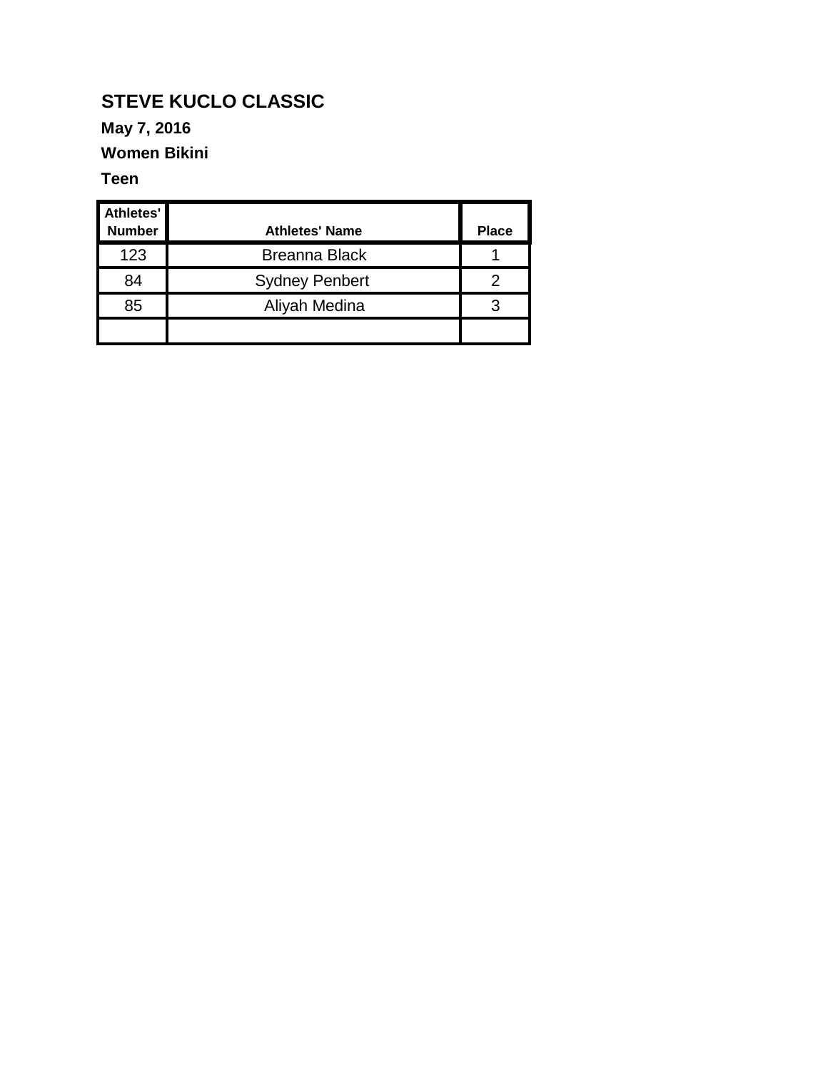## STEVE KUCLO CLASSIC

**May 7, 2016**

**Women Bikini**

**Teen**

| Athletes' Number | Athletes' Name | Place |
|---|---|---|
| 123 | Breanna Black | 1 |
| 84 | Sydney Penbert | 2 |
| 85 | Aliyah Medina | 3 |
| | | |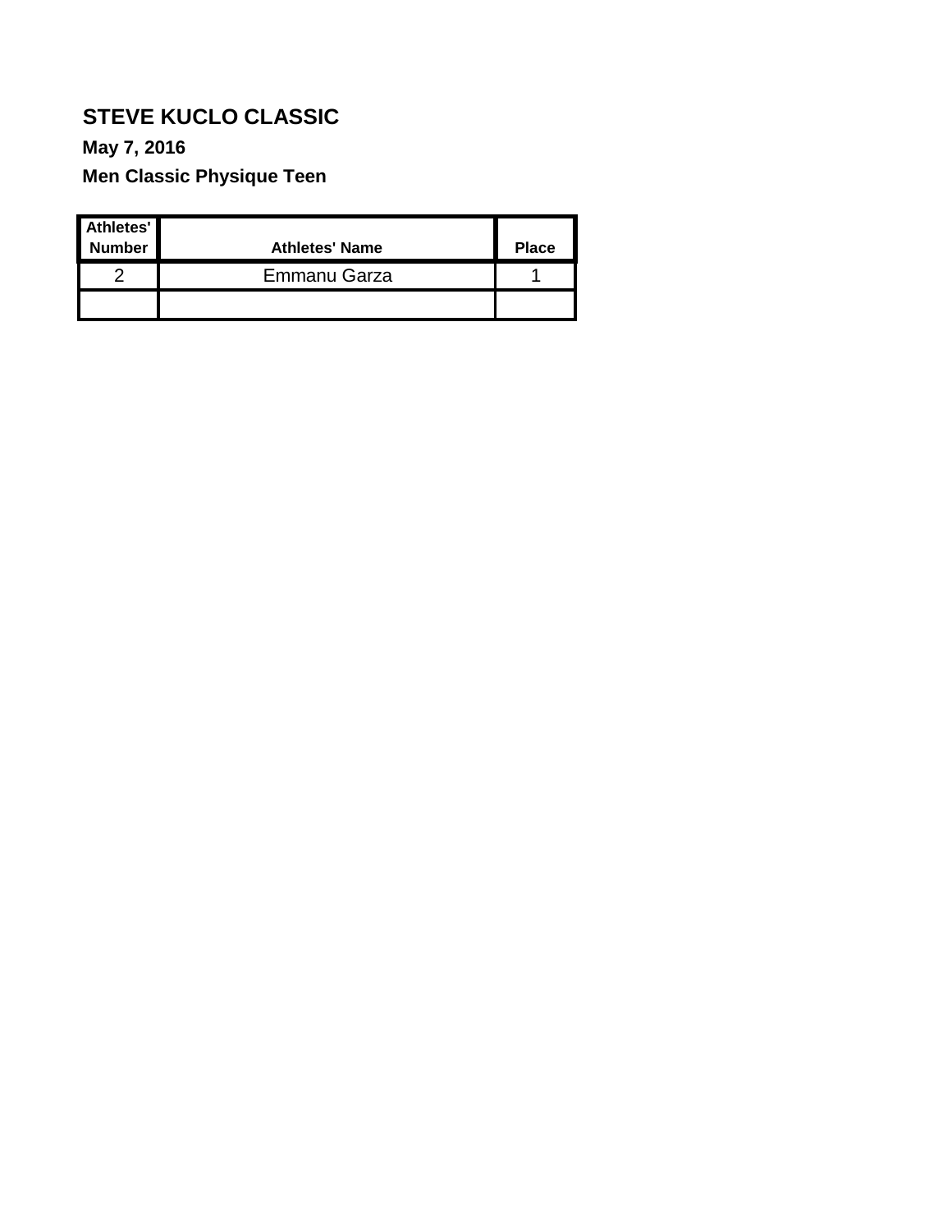## STEVE KUCLO CLASSIC

**May 7, 2016**

**Men Classic Physique Teen**

| Athletes' Number | Athletes' Name | Place |
|---|---|---|
| 2 | Emmanu Garza | 1 |
| | | |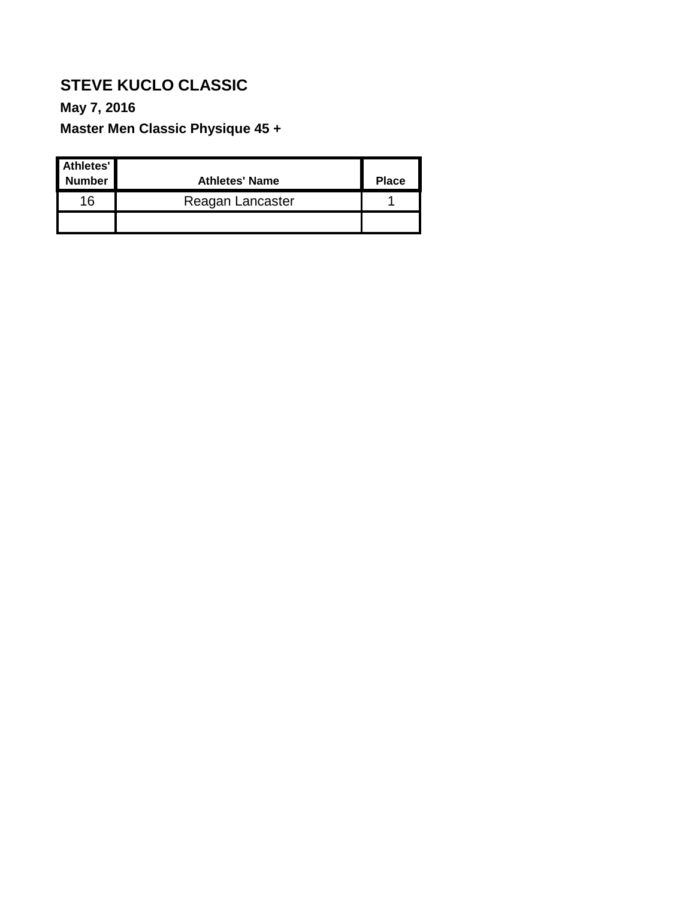**STEVE KUCLO CLASSIC**

**May 7, 2016**

**Master Men Classic Physique 45 +**

| Athletes' Number | Athletes' Name | Place |
|---|---|---|
| 16 | Reagan Lancaster | 1 |
| | | |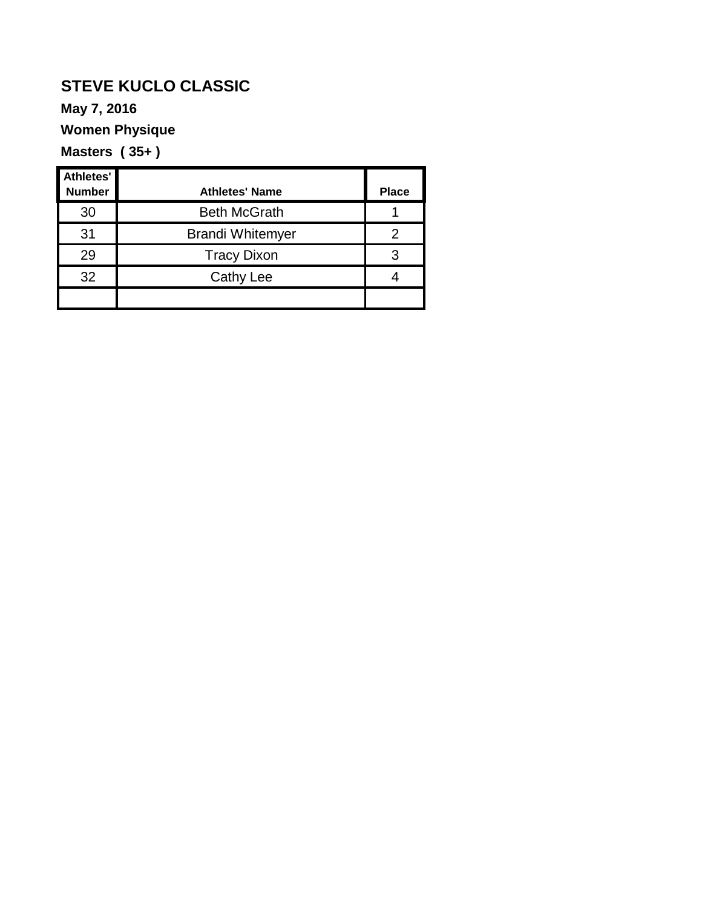**STEVE KUCLO CLASSIC**

**May 7, 2016**

**Women Physique**

**Masters ( 35+ )**

| Athletes' Number | Athletes' Name | Place |
|---|---|---|
| 30 | Beth McGrath | 1 |
| 31 | Brandi Whitemyer | 2 |
| 29 | Tracy Dixon | 3 |
| 32 | Cathy Lee | 4 |
| | | |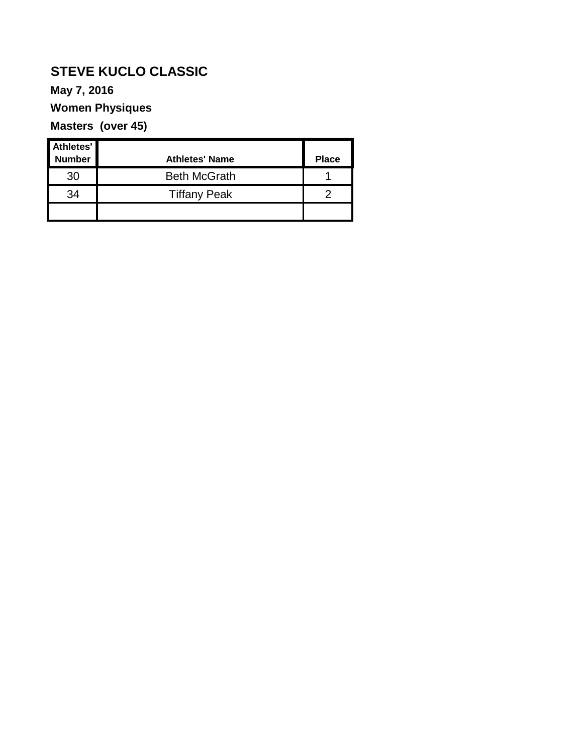# STEVE KUCLO CLASSIC

**May 7, 2016**

**Women Physiques**

**Masters (over 45)**

| Athletes' Number | Athletes' Name | Place |
| --- | --- | --- |
| 30 | Beth McGrath | 1 |
| 34 | Tiffany Peak | 2 |
| | | |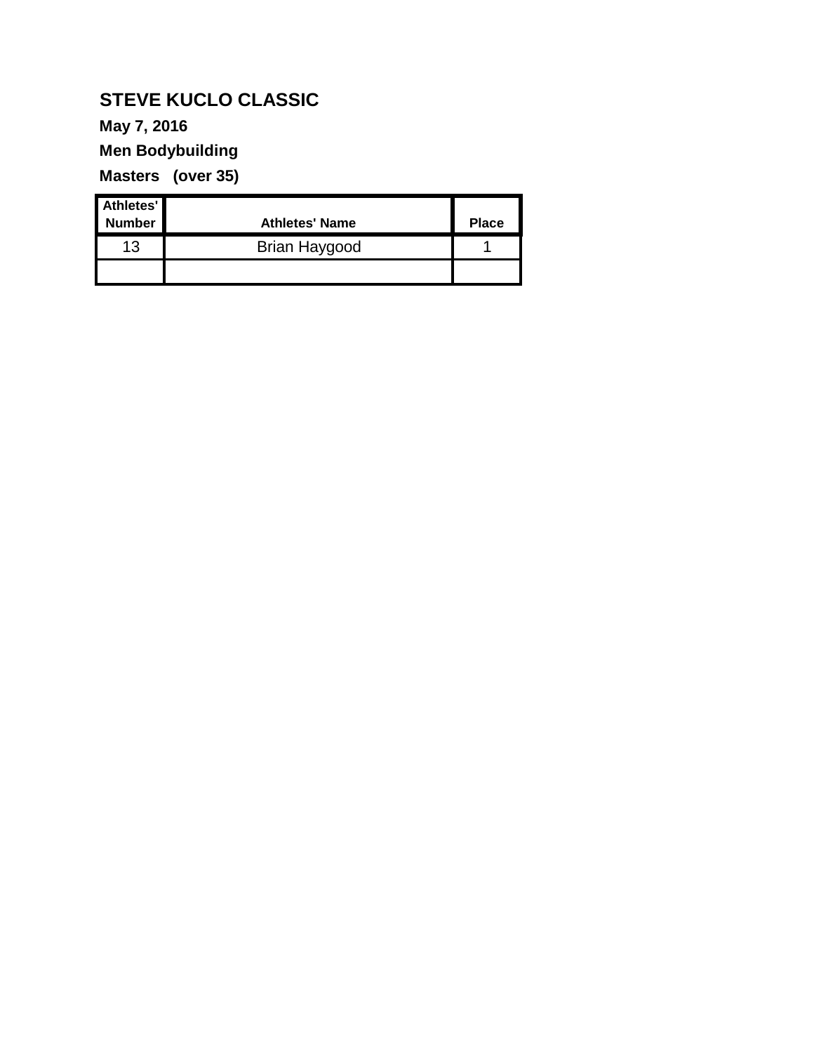**STEVE KUCLO CLASSIC**

**May 7, 2016**

**Men Bodybuilding**

**Masters (over 35)**

| Athletes' Number | Athletes' Name | Place |
| --- | --- | --- |
| 13 | Brian Haygood | 1 |
| | | |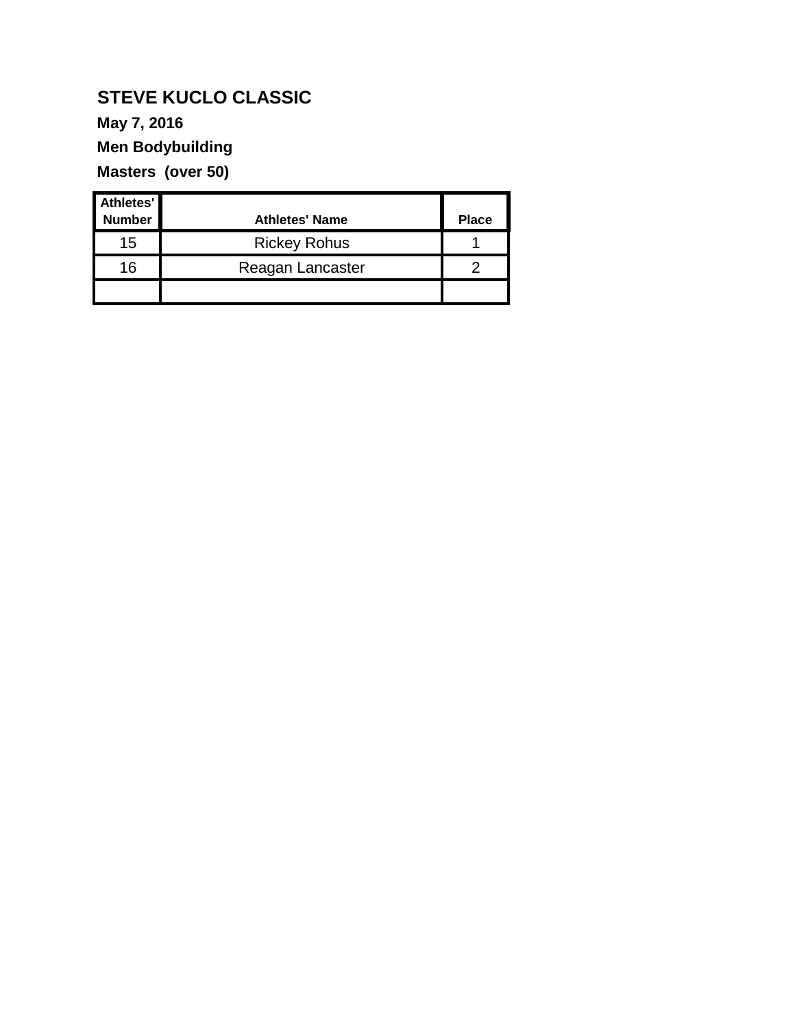**STEVE KUCLO CLASSIC**

**May 7, 2016**

**Men Bodybuilding**

**Masters (over 50)**

| Athletes' Number | Athletes' Name | Place |
|---|---|---|
| 15 | Rickey Rohus | 1 |
| 16 | Reagan Lancaster | 2 |
| | | |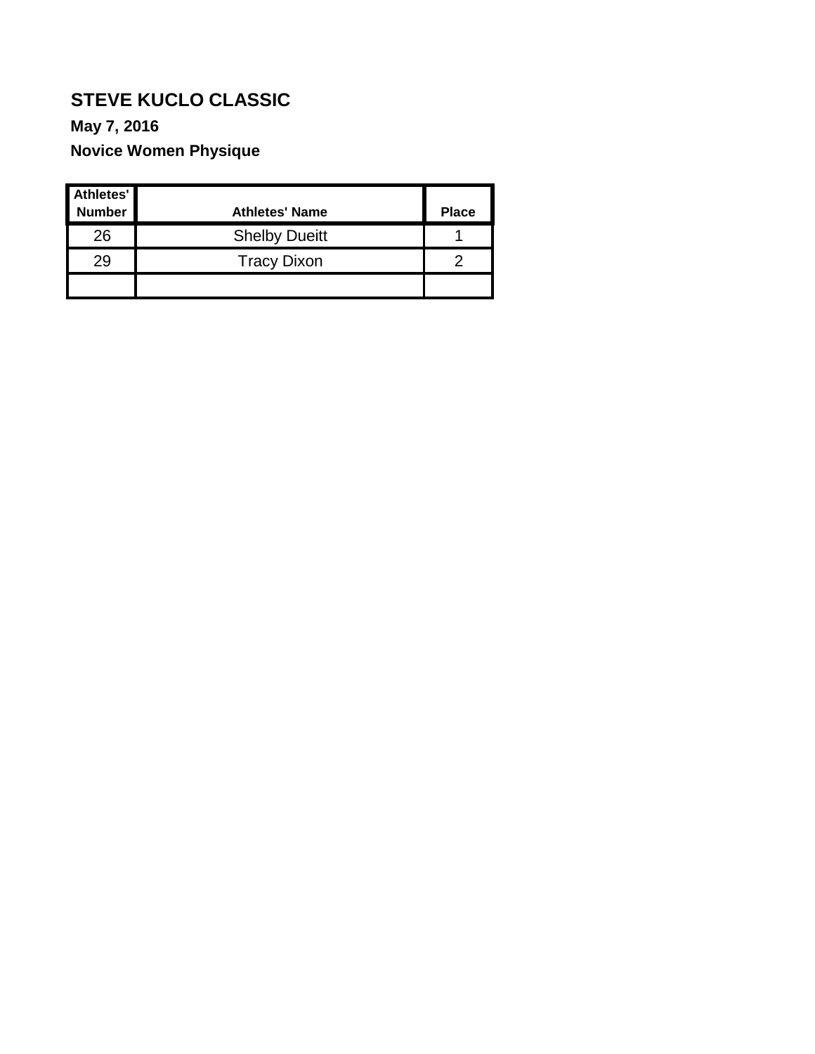## STEVE KUCLO CLASSIC

**May 7, 2016**

**Novice Women Physique**

| Athletes' Number | Athletes' Name | Place |
|---|---|---|
| 26 | Shelby Dueitt | 1 |
| 29 | Tracy Dixon | 2 |
| | | |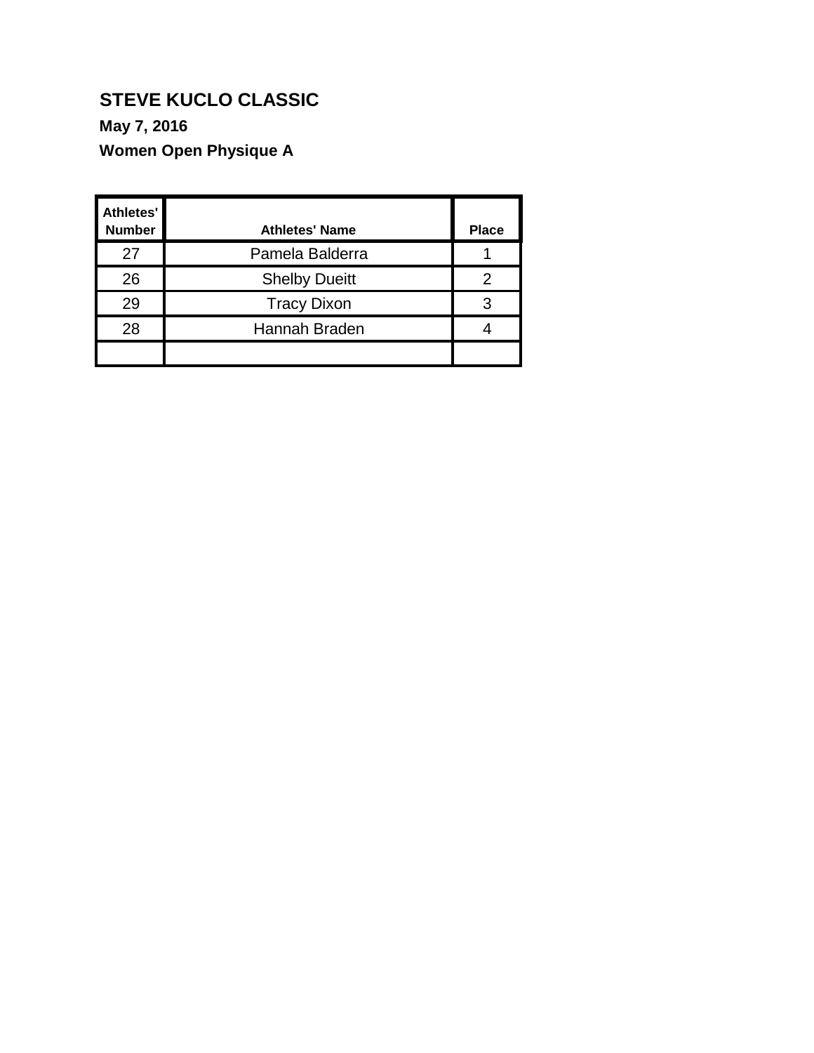**STEVE KUCLO CLASSIC**

**May 7, 2016**

**Women Open Physique A**

| Athletes' Number | Athletes' Name | Place |
|---|---|---|
| 27 | Pamela Balderra | 1 |
| 26 | Shelby Dueitt | 2 |
| 29 | Tracy Dixon | 3 |
| 28 | Hannah Braden | 4 |
| | | |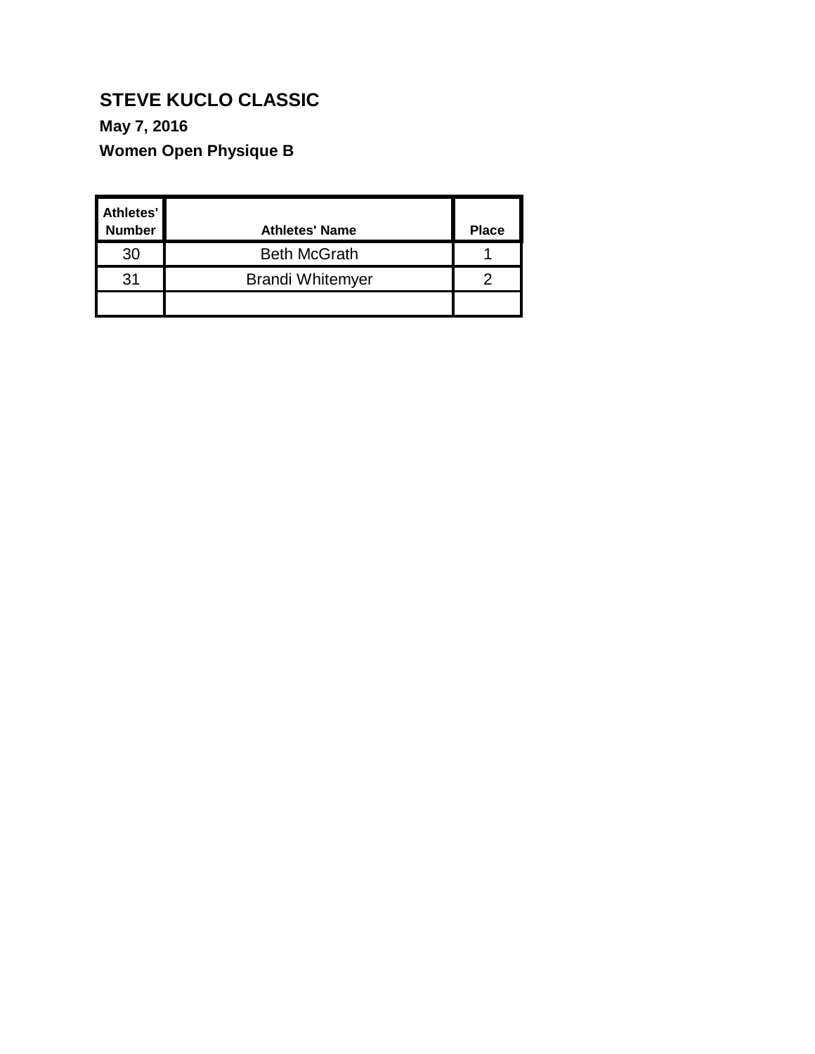# STEVE KUCLO CLASSIC

**May 7, 2016**

**Women Open Physique B**

| Athletes' Number | Athletes' Name | Place |
|---|---|---|
| 30 | Beth McGrath | 1 |
| 31 | Brandi Whitemyer | 2 |
| | | |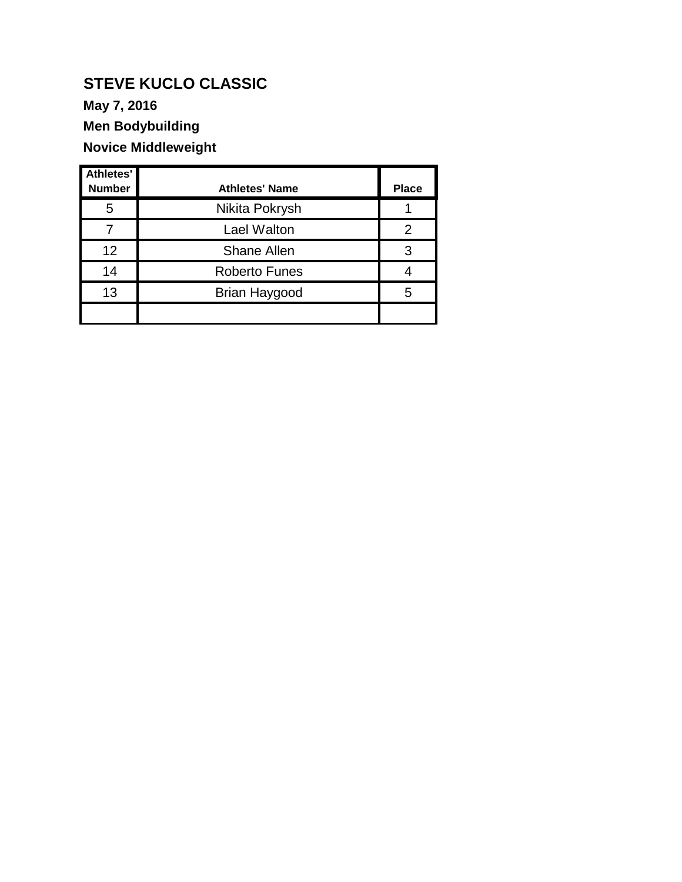## STEVE KUCLO CLASSIC

**May 7, 2016**

**Men Bodybuilding**

**Novice Middleweight**

| Athletes' Number | Athletes' Name | Place |
|---|---|---|
| 5 | Nikita Pokrysh | 1 |
| 7 | Lael Walton | 2 |
| 12 | Shane Allen | 3 |
| 14 | Roberto Funes | 4 |
| 13 | Brian Haygood | 5 |
| | | |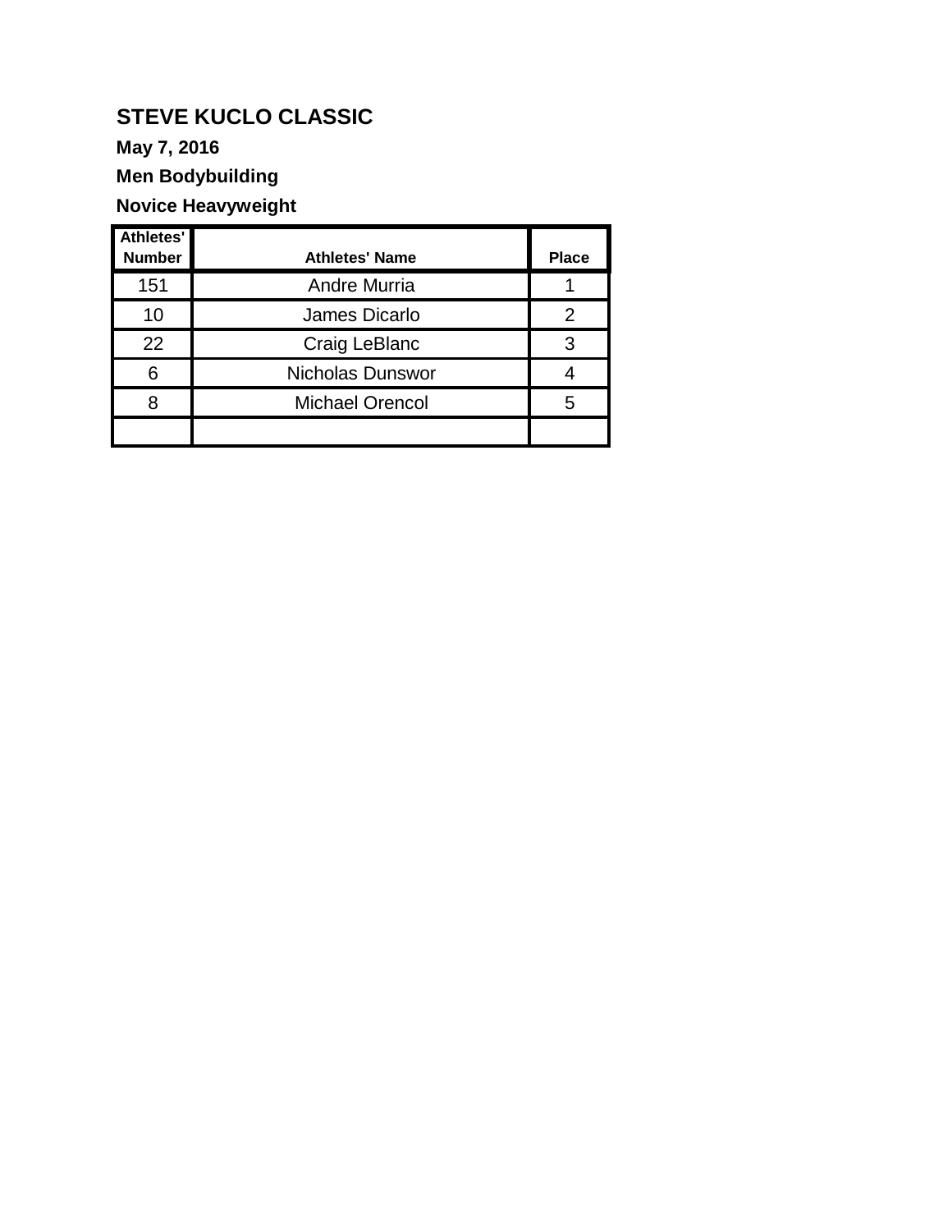**STEVE KUCLO CLASSIC**

**May 7, 2016**

**Men Bodybuilding**

**Novice Heavyweight**

| Athletes' Number | Athletes' Name | Place |
|---|---|---|
| 151 | Andre Murria | 1 |
| 10 | James Dicarlo | 2 |
| 22 | Craig LeBlanc | 3 |
| 6 | Nicholas Dunswor | 4 |
| 8 | Michael Orencol | 5 |
| | | |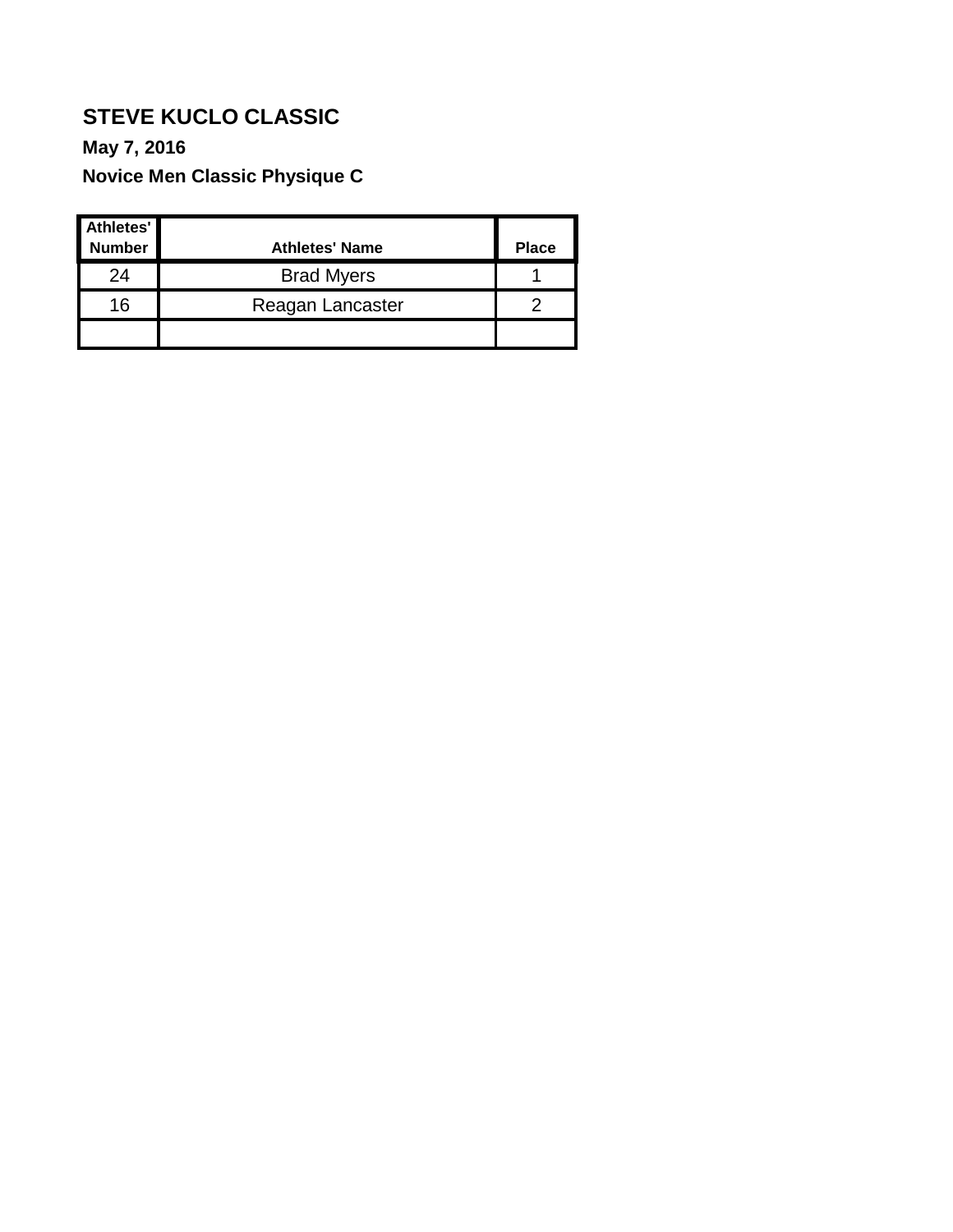**STEVE KUCLO CLASSIC**

**May 7, 2016**

**Novice Men Classic Physique C**

| Athletes' Number | Athletes' Name | Place |
|---|---|---|
| 24 | Brad Myers | 1 |
| 16 | Reagan Lancaster | 2 |
| | | |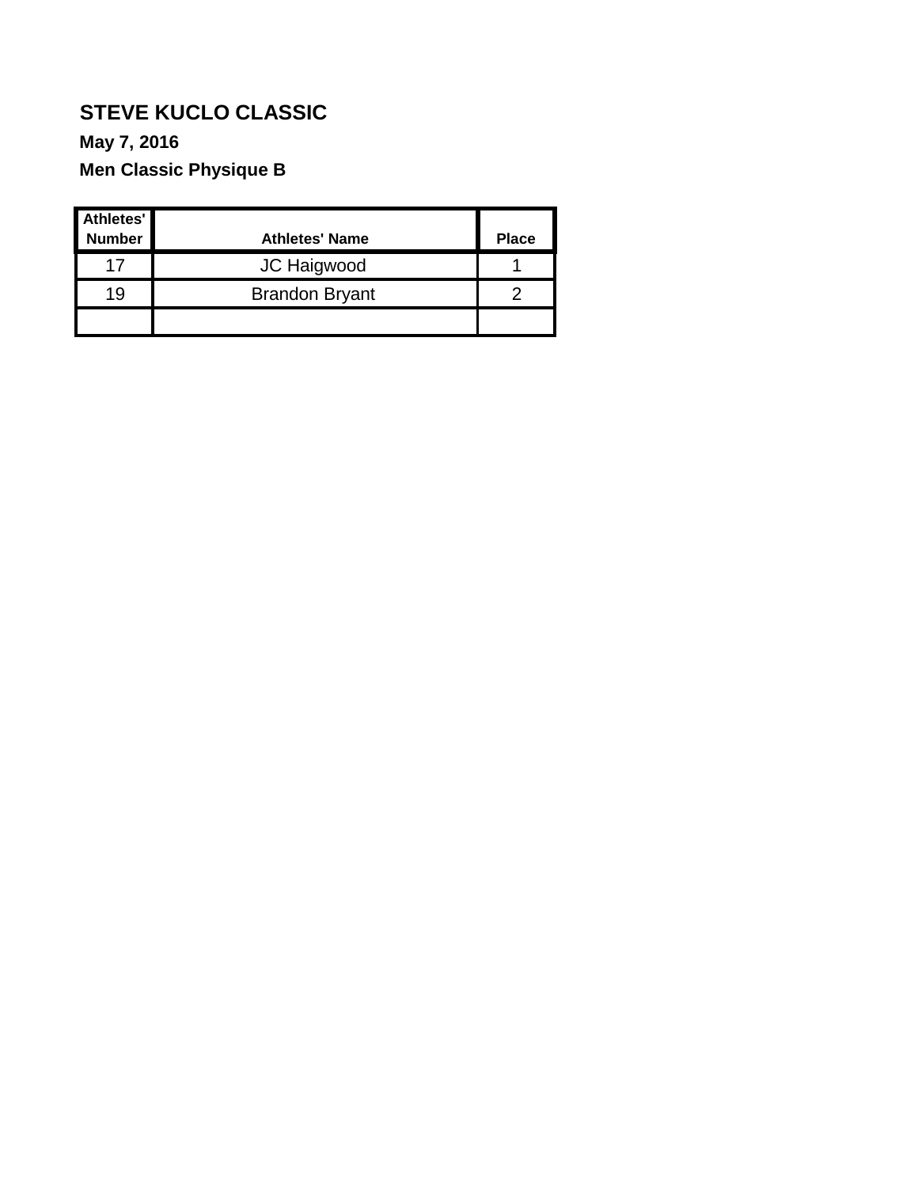**STEVE KUCLO CLASSIC**

**May 7, 2016**

**Men Classic Physique B**

| Athletes' Number | Athletes' Name | Place |
|---|---|---|
| 17 | JC Haigwood | 1 |
| 19 | Brandon Bryant | 2 |
| | | |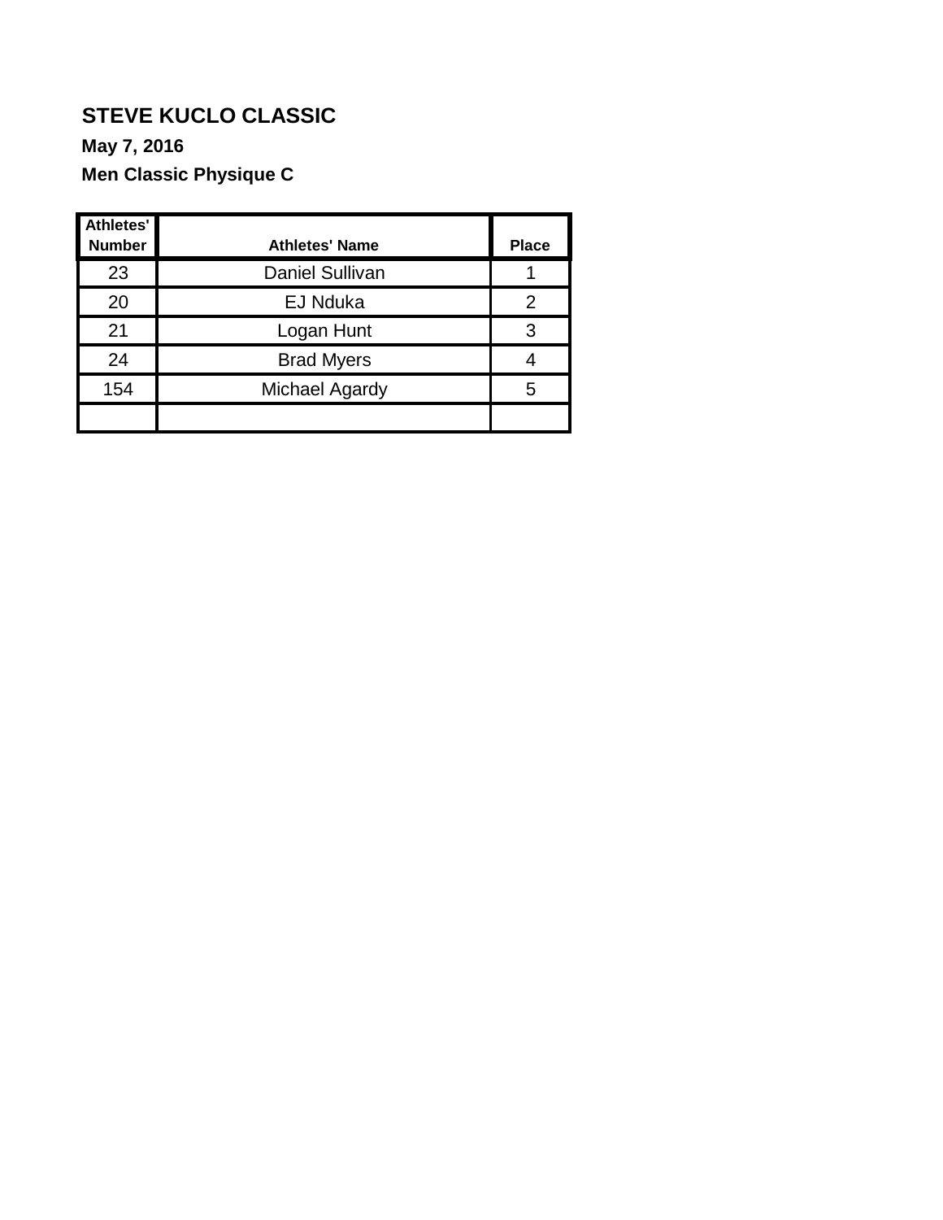**STEVE KUCLO CLASSIC**

**May 7, 2016**

**Men Classic Physique C**

| Athletes' Number | Athletes' Name | Place |
|---|---|---|
| 23 | Daniel Sullivan | 1 |
| 20 | EJ Nduka | 2 |
| 21 | Logan Hunt | 3 |
| 24 | Brad Myers | 4 |
| 154 | Michael Agardy | 5 |
| | | |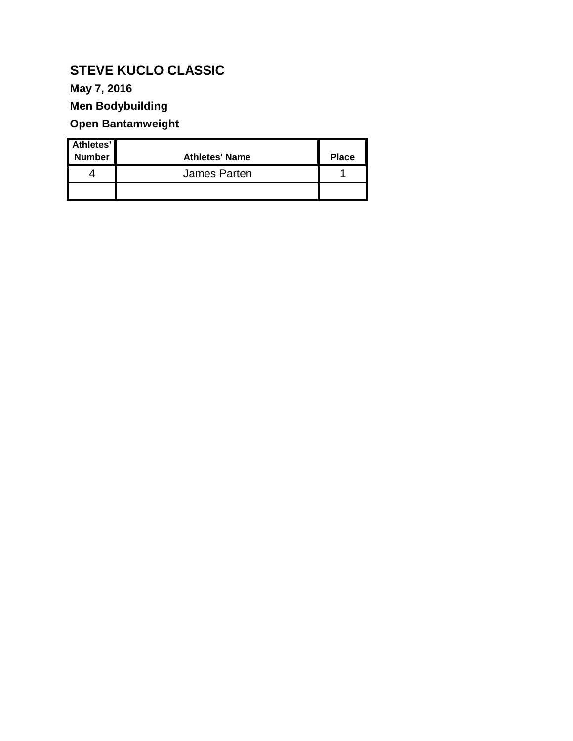**STEVE KUCLO CLASSIC**

**May 7, 2016**

**Men Bodybuilding**

**Open Bantamweight**

| Athletes' Number | Athletes' Name | Place |
|---|---|---|
| 4 | James Parten | 1 |
| | | |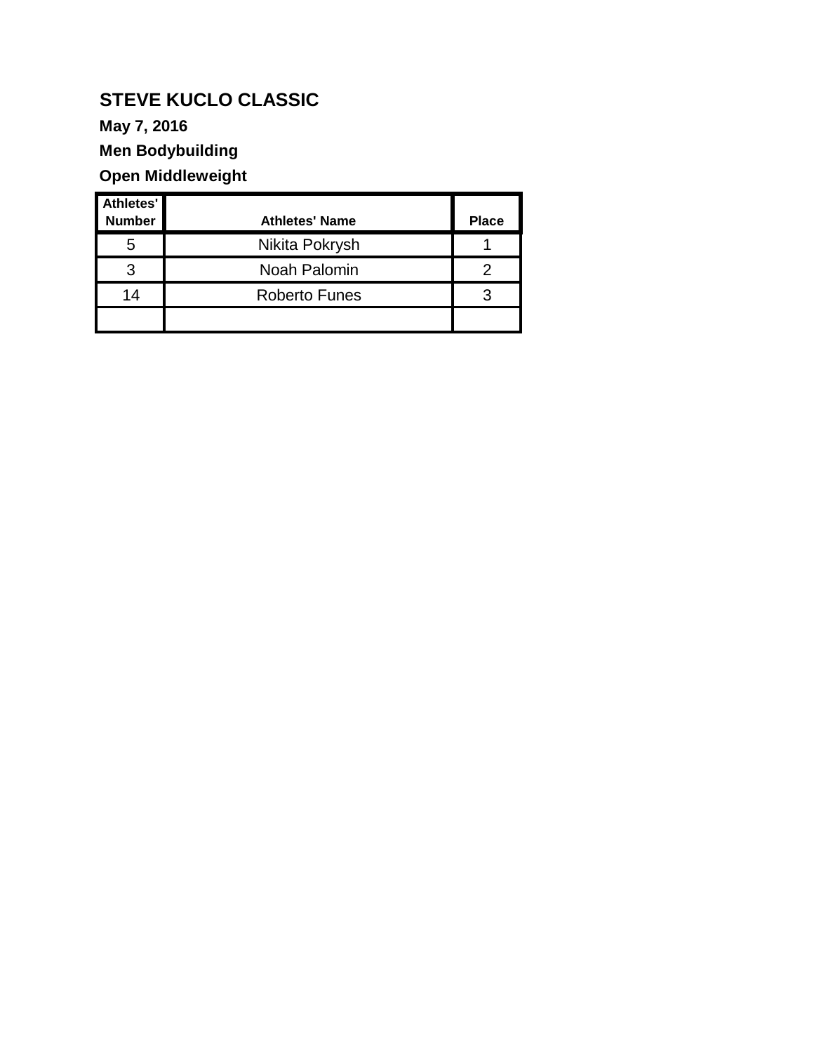**STEVE KUCLO CLASSIC**

**May 7, 2016**

**Men Bodybuilding**

**Open Middleweight**

| Athletes' Number | Athletes' Name | Place |
|---|---|---|
| 5 | Nikita Pokrysh | 1 |
| 3 | Noah Palomin | 2 |
| 14 | Roberto Funes | 3 |
| | | |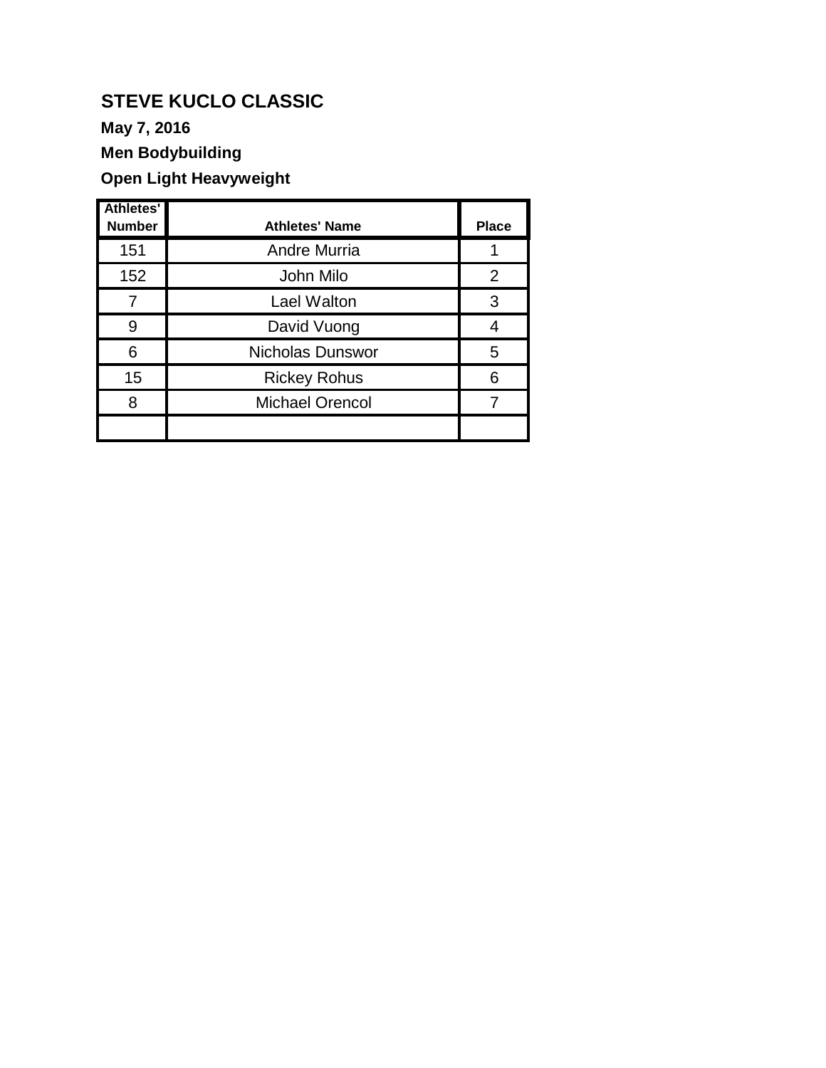## STEVE KUCLO CLASSIC

**May 7, 2016**

**Men Bodybuilding**

**Open Light Heavyweight**

| Athletes' Number | Athletes' Name | Place |
|---|---|---|
| 151 | Andre Murria | 1 |
| 152 | John Milo | 2 |
| 7 | Lael Walton | 3 |
| 9 | David Vuong | 4 |
| 6 | Nicholas Dunswor | 5 |
| 15 | Rickey Rohus | 6 |
| 8 | Michael Orencol | 7 |
| | | |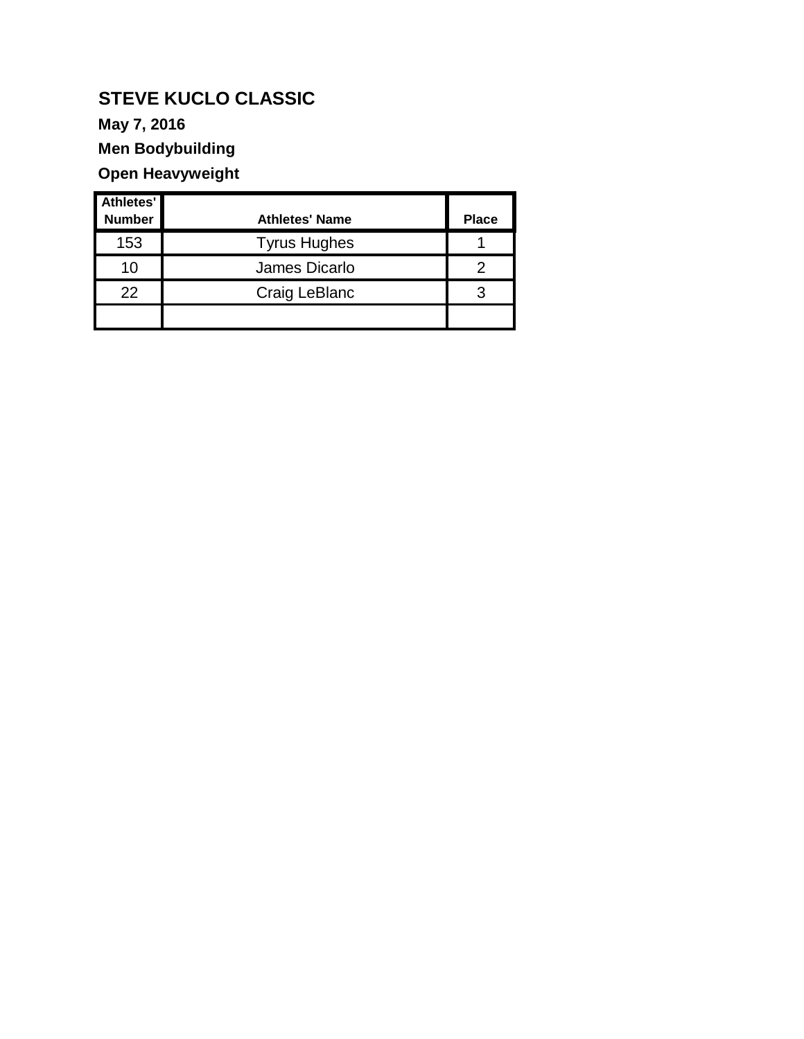## STEVE KUCLO CLASSIC

**May 7, 2016**

**Men Bodybuilding**

**Open Heavyweight**

| Athletes' Number | Athletes' Name | Place |
|---|---|---|
| 153 | Tyrus Hughes | 1 |
| 10 | James Dicarlo | 2 |
| 22 | Craig LeBlanc | 3 |
| | | |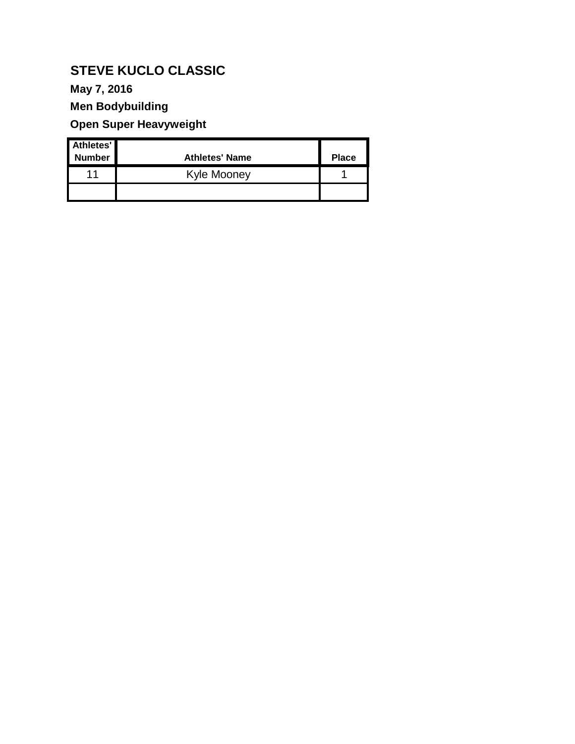**STEVE KUCLO CLASSIC**

**May 7, 2016**

**Men Bodybuilding**

**Open Super Heavyweight**

| Athletes' Number | Athletes' Name | Place |
|---|---|---|
| 11 | Kyle Mooney | 1 |
| | | |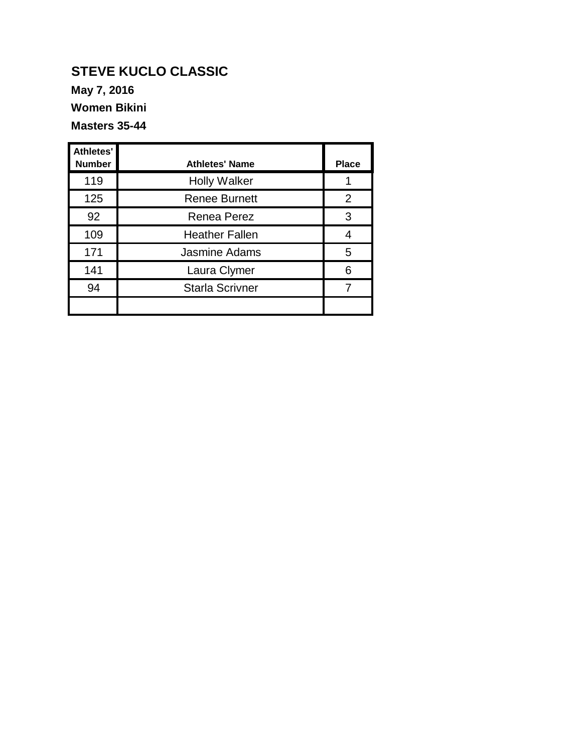# STEVE KUCLO CLASSIC

**May 7, 2016**

**Women Bikini**

**Masters 35-44**

| Athletes' Number | Athletes' Name | Place |
|---|---|---|
| 119 | Holly Walker | 1 |
| 125 | Renee Burnett | 2 |
| 92 | Renea Perez | 3 |
| 109 | Heather Fallen | 4 |
| 171 | Jasmine Adams | 5 |
| 141 | Laura Clymer | 6 |
| 94 | Starla Scrivner | 7 |
| | | |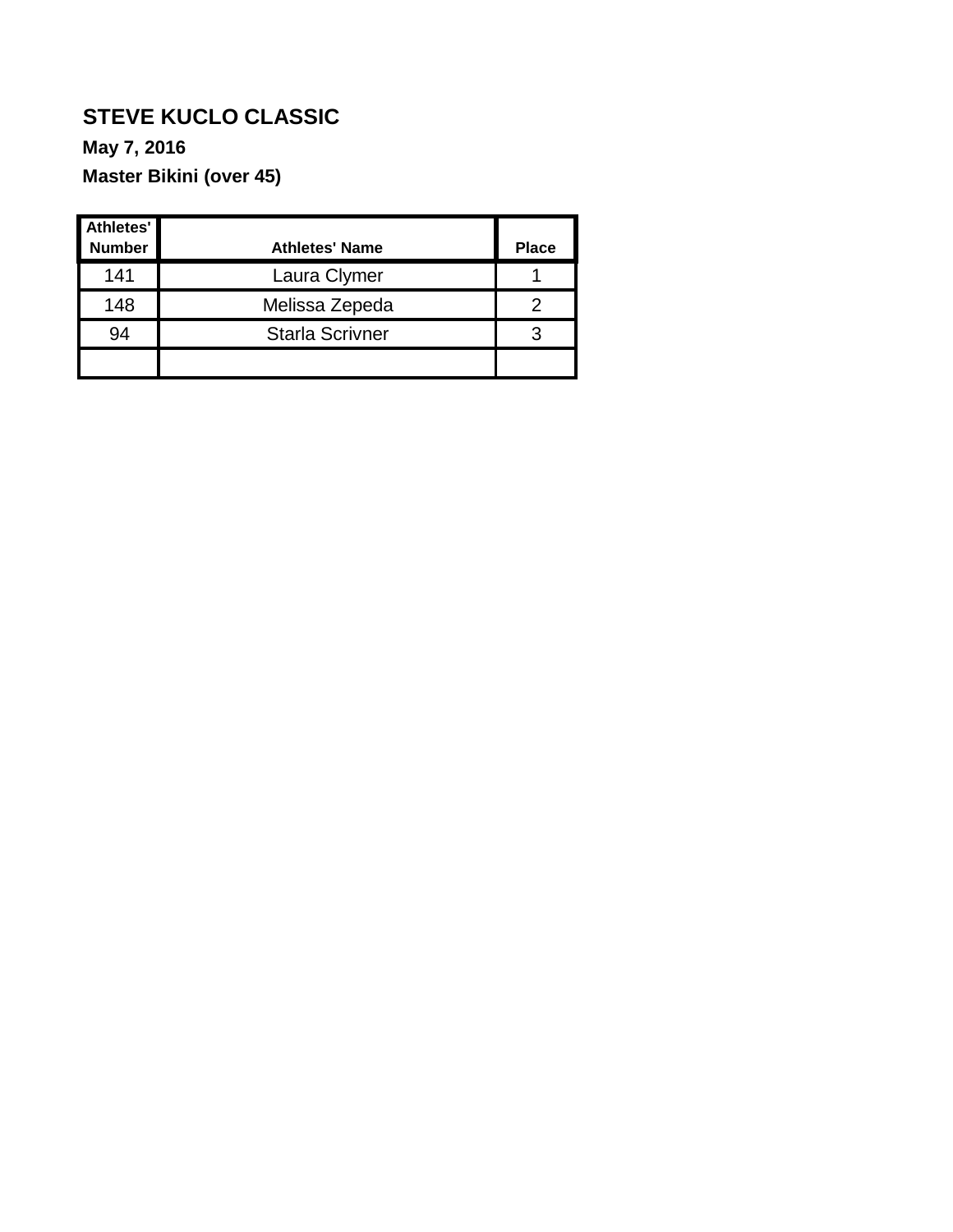**STEVE KUCLO CLASSIC**

**May 7, 2016**

**Master Bikini (over 45)**

| Athletes' Number | Athletes' Name | Place |
|---|---|---|
| 141 | Laura Clymer | 1 |
| 148 | Melissa Zepeda | 2 |
| 94 | Starla Scrivner | 3 |
| | | |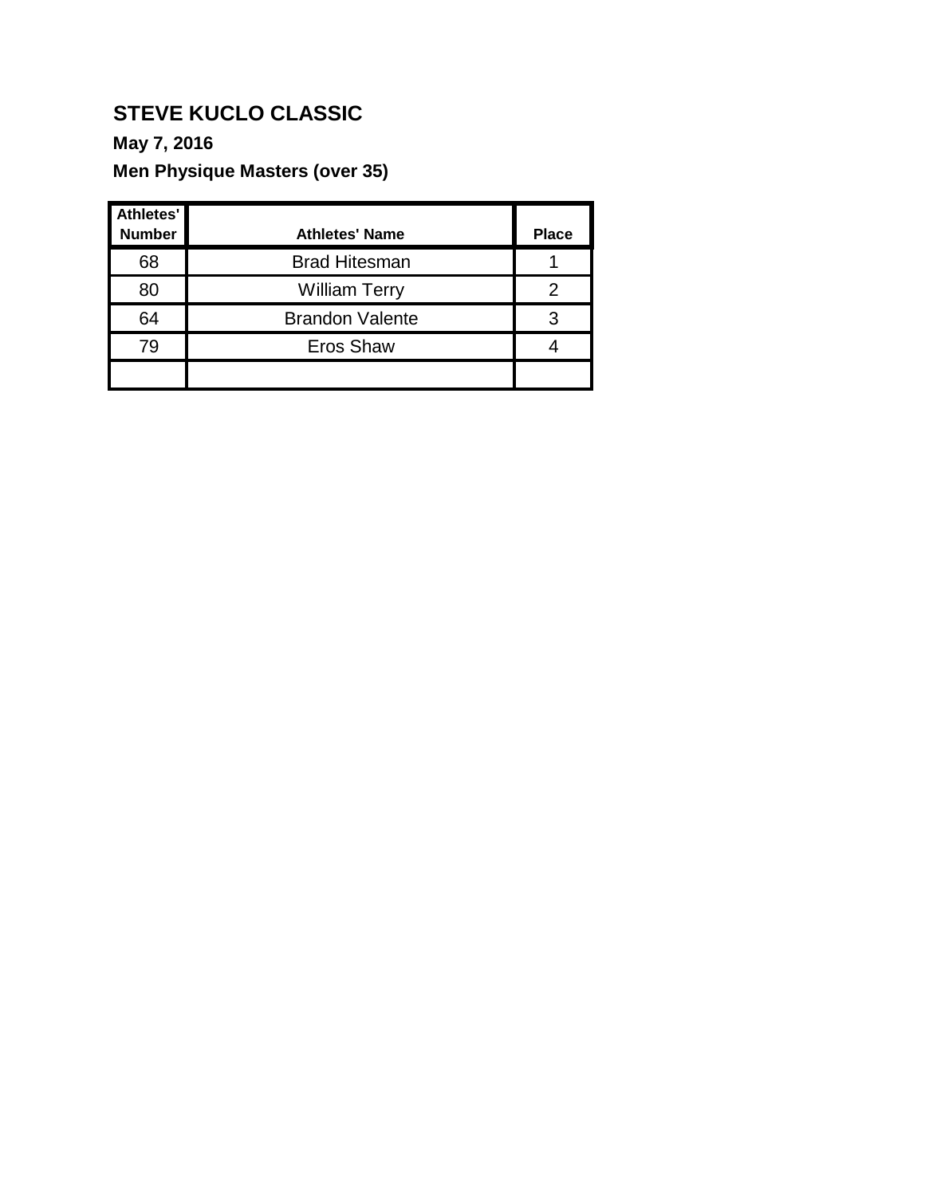# STEVE KUCLO CLASSIC

**May 7, 2016**

**Men Physique Masters (over 35)**

| Athletes' Number | Athletes' Name | Place |
|---|---|---|
| 68 | Brad Hitesman | 1 |
| 80 | William Terry | 2 |
| 64 | Brandon Valente | 3 |
| 79 | Eros Shaw | 4 |
| | | |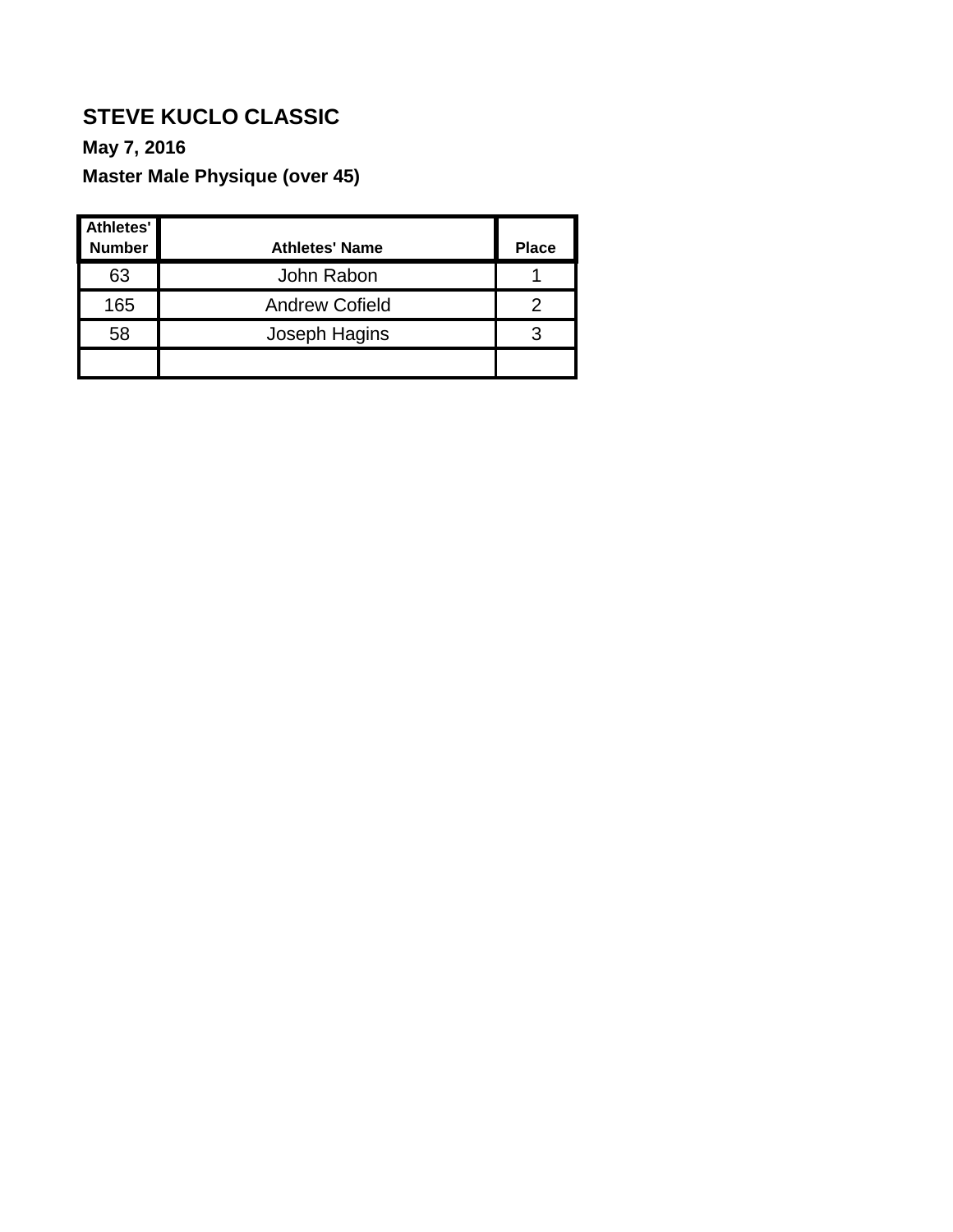**STEVE KUCLO CLASSIC**

**May 7, 2016**

**Master Male Physique (over 45)**

| Athletes' Number | Athletes' Name | Place |
|---|---|---|
| 63 | John Rabon | 1 |
| 165 | Andrew Cofield | 2 |
| 58 | Joseph Hagins | 3 |
| | | |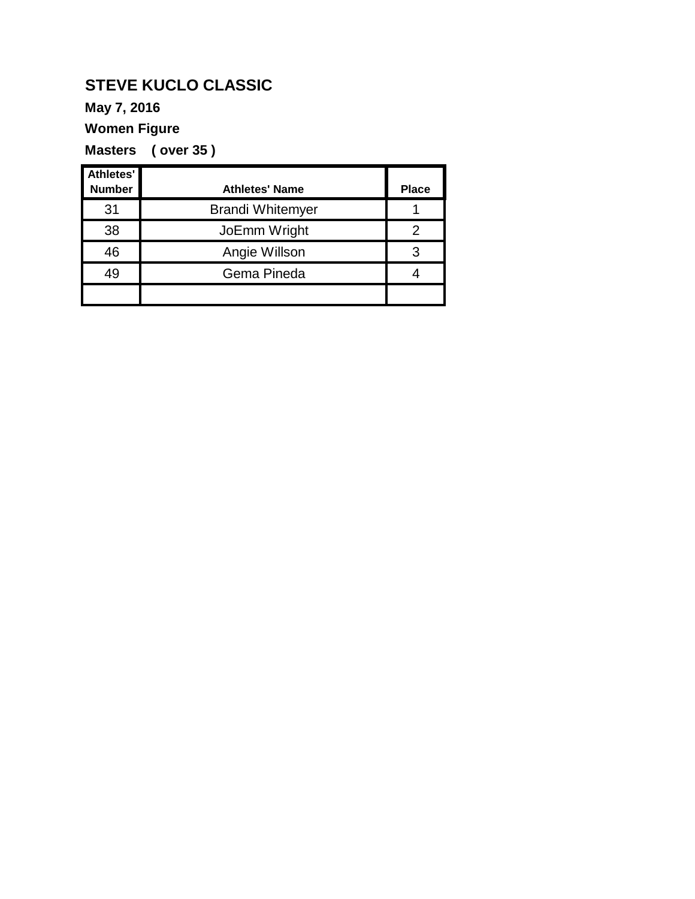## STEVE KUCLO CLASSIC

**May 7, 2016**

**Women Figure**

**Masters ( over 35 )**

| Athletes' Number | Athletes' Name | Place |
|---|---|---|
| 31 | Brandi Whitemyer | 1 |
| 38 | JoEmm Wright | 2 |
| 46 | Angie Willson | 3 |
| 49 | Gema Pineda | 4 |
| | | |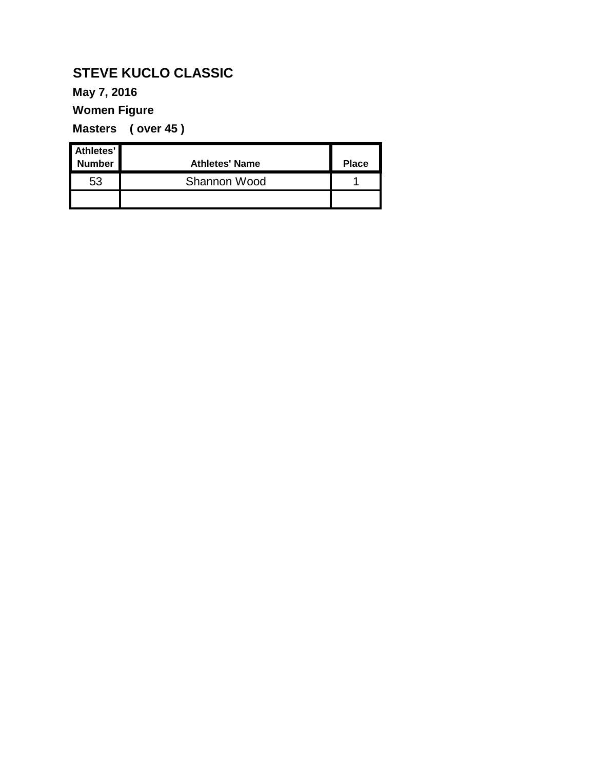**STEVE KUCLO CLASSIC**

**May 7, 2016**

**Women Figure**

**Masters ( over 45 )**

| Athletes' Number | Athletes' Name | Place |
|---|---|---|
| 53 | Shannon Wood | 1 |
| | | |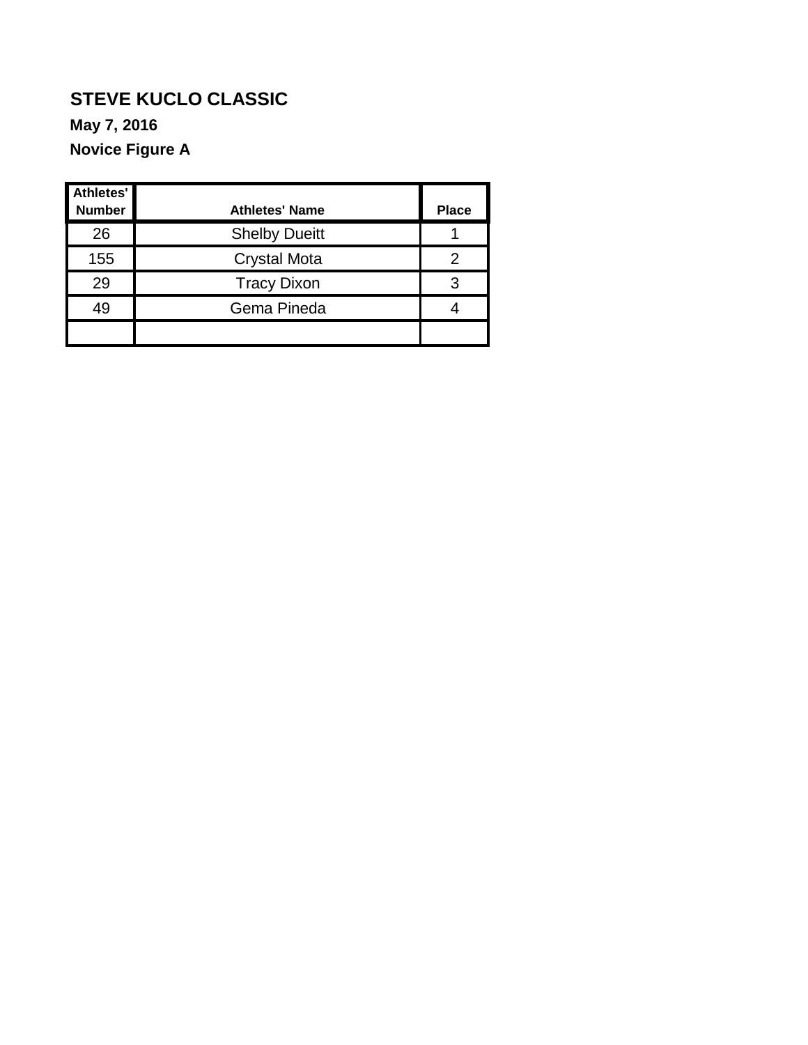**STEVE KUCLO CLASSIC**

**May 7, 2016**

**Novice Figure A**

| Athletes' Number | Athletes' Name | Place |
|---|---|---|
| 26 | Shelby Dueitt | 1 |
| 155 | Crystal Mota | 2 |
| 29 | Tracy Dixon | 3 |
| 49 | Gema Pineda | 4 |
| | | |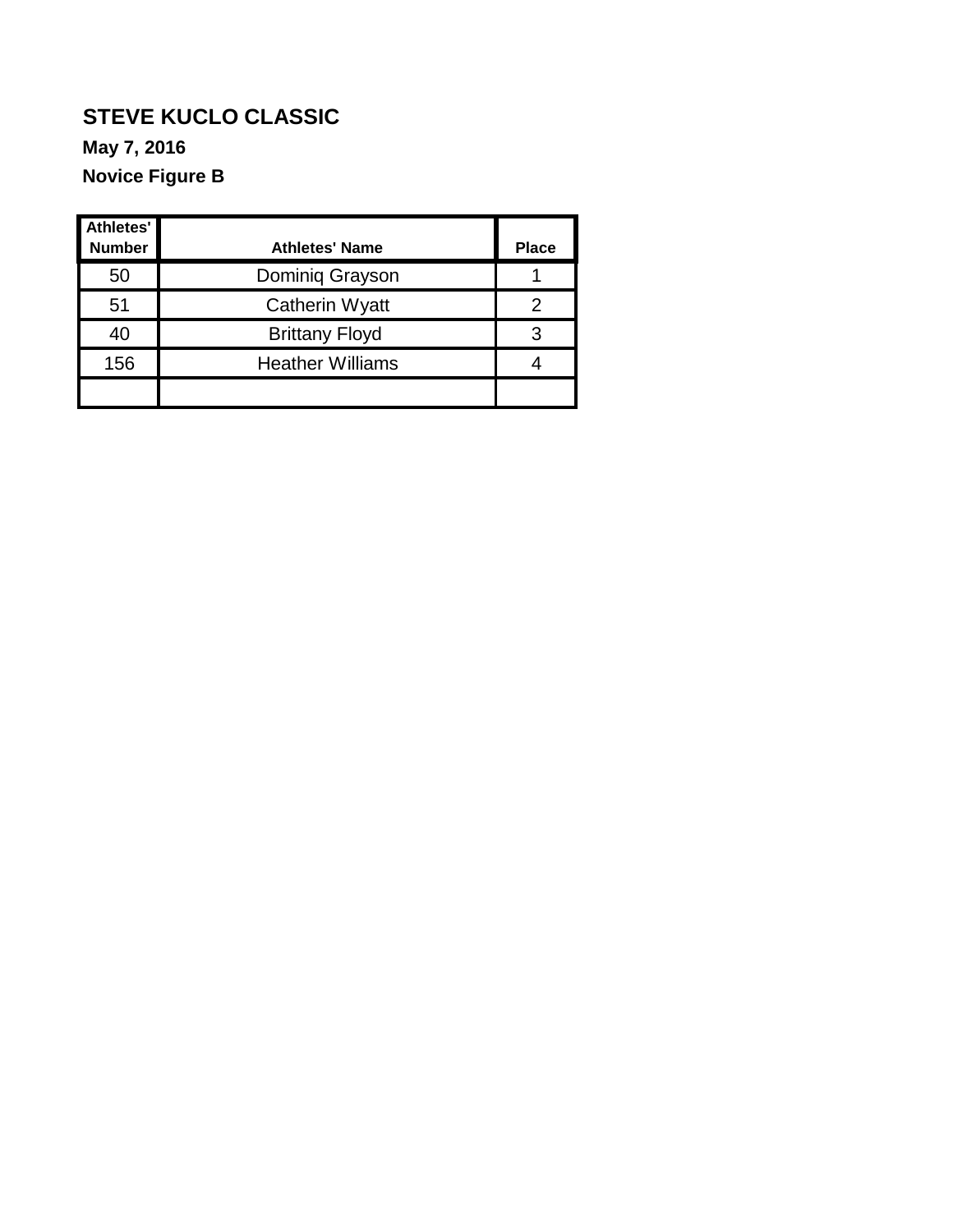**STEVE KUCLO CLASSIC**

**May 7, 2016**

**Novice Figure B**

| Athletes' Number | Athletes' Name | Place |
|---|---|---|
| 50 | Dominiq Grayson | 1 |
| 51 | Catherin Wyatt | 2 |
| 40 | Brittany Floyd | 3 |
| 156 | Heather Williams | 4 |
| | | |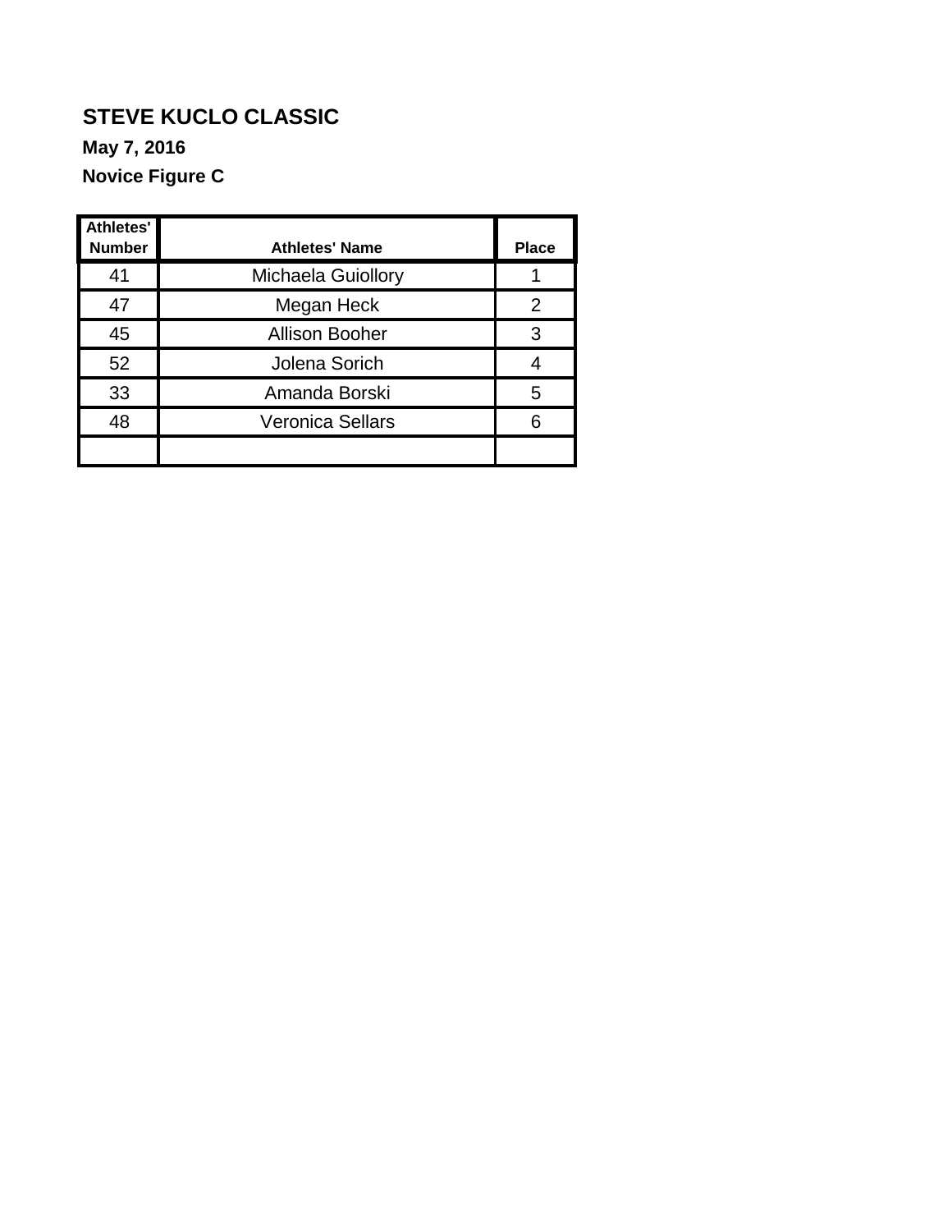# STEVE KUCLO CLASSIC

**May 7, 2016**

**Novice Figure C**

| Athletes' Number | Athletes' Name | Place |
|---|---|---|
| 41 | Michaela Guiollory | 1 |
| 47 | Megan Heck | 2 |
| 45 | Allison Booher | 3 |
| 52 | Jolena Sorich | 4 |
| 33 | Amanda Borski | 5 |
| 48 | Veronica Sellars | 6 |
| | | |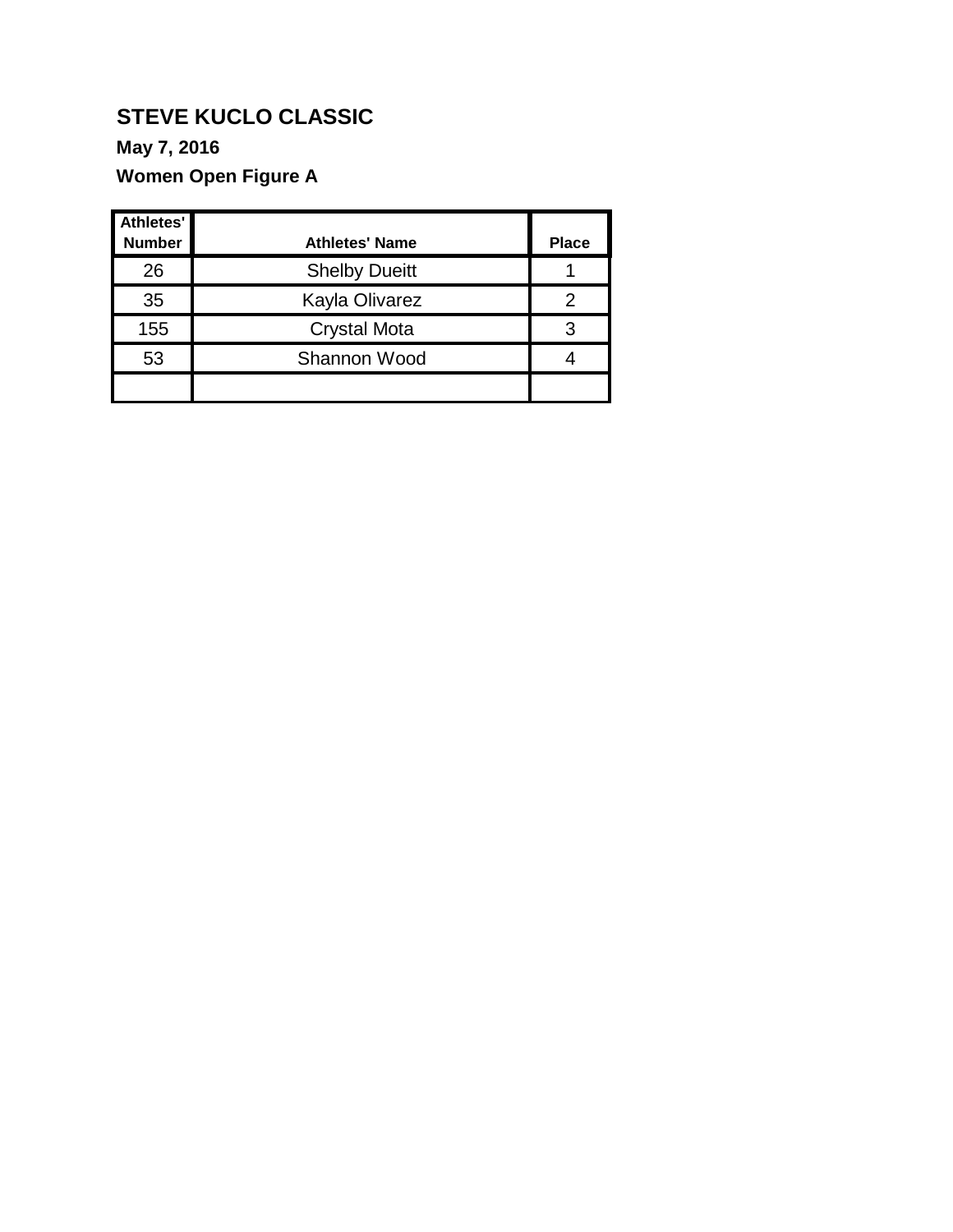**STEVE KUCLO CLASSIC**

**May 7, 2016**

**Women Open Figure A**

| Athletes' Number | Athletes' Name | Place |
|---|---|---|
| 26 | Shelby Dueitt | 1 |
| 35 | Kayla Olivarez | 2 |
| 155 | Crystal Mota | 3 |
| 53 | Shannon Wood | 4 |
| | | |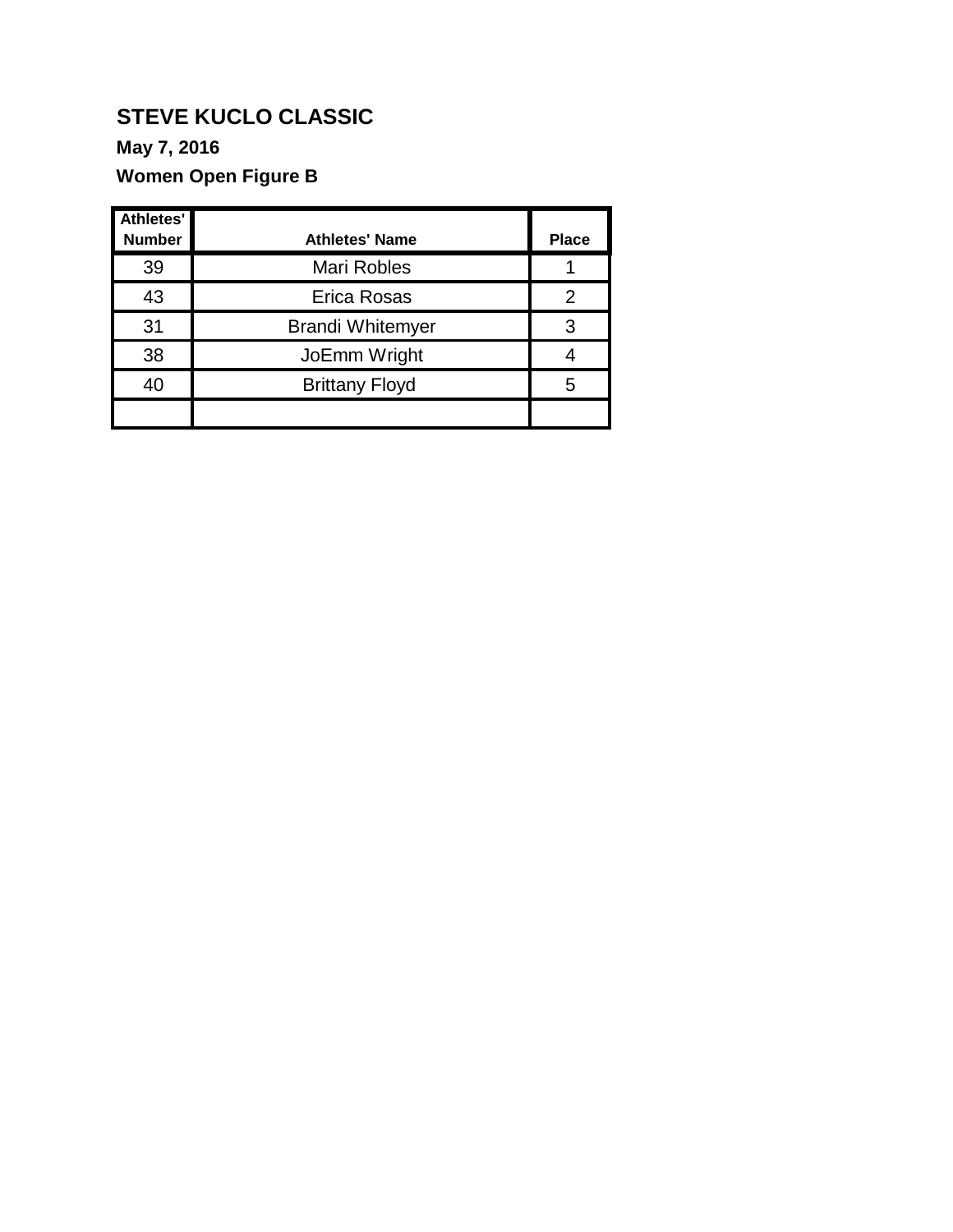**STEVE KUCLO CLASSIC**

**May 7, 2016**

**Women Open Figure B**

| Athletes' Number | Athletes' Name | Place |
|---|---|---|
| 39 | Mari Robles | 1 |
| 43 | Erica Rosas | 2 |
| 31 | Brandi Whitemyer | 3 |
| 38 | JoEmm Wright | 4 |
| 40 | Brittany Floyd | 5 |
| | | |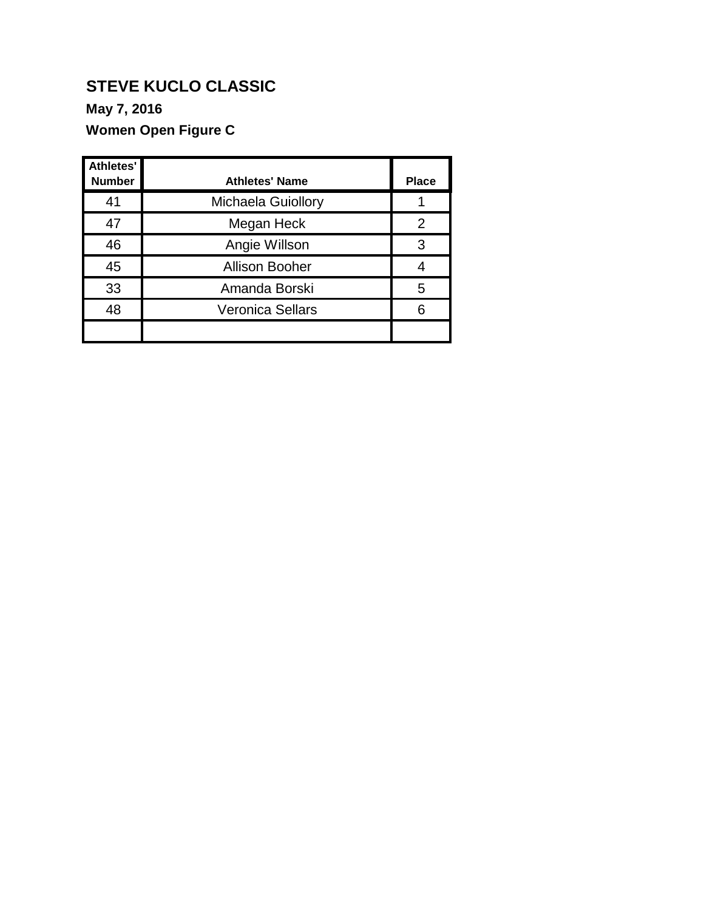## STEVE KUCLO CLASSIC

**May 7, 2016**

**Women Open Figure C**

| Athletes' Number | Athletes' Name | Place |
|---|---|---|
| 41 | Michaela Guiollory | 1 |
| 47 | Megan Heck | 2 |
| 46 | Angie Willson | 3 |
| 45 | Allison Booher | 4 |
| 33 | Amanda Borski | 5 |
| 48 | Veronica Sellars | 6 |
| | | |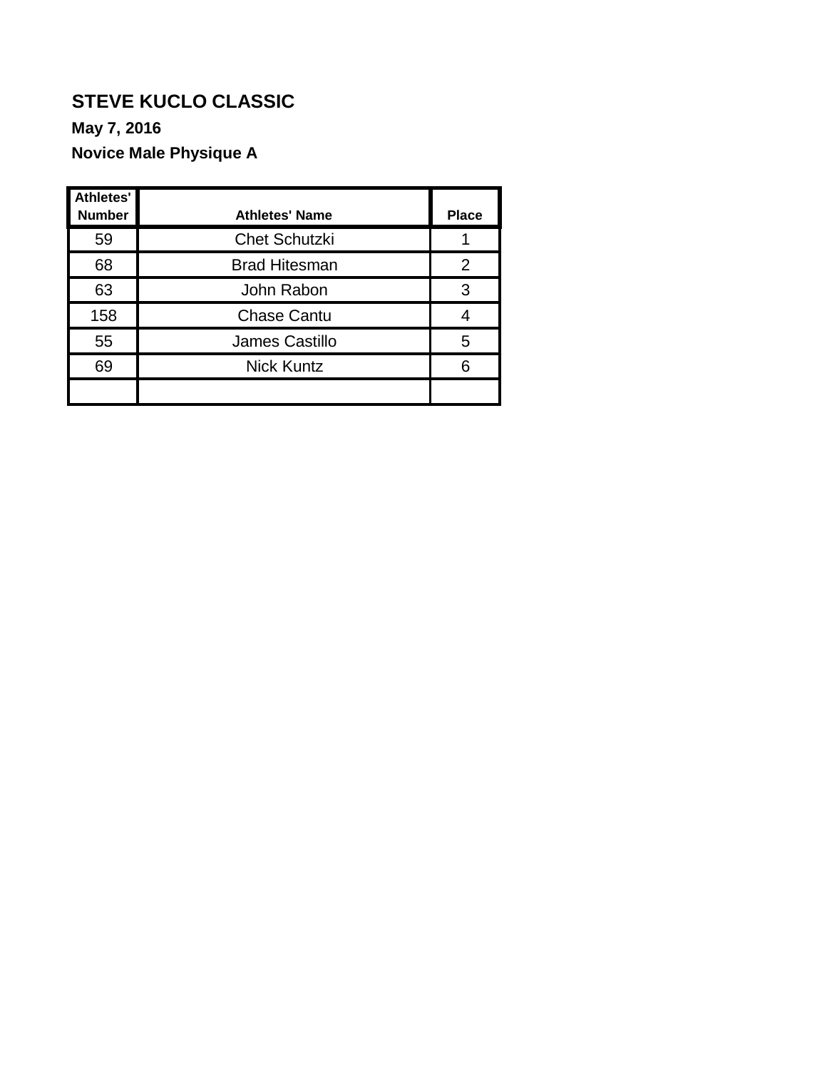**STEVE KUCLO CLASSIC**

**May 7, 2016**

**Novice Male Physique A**

| Athletes' Number | Athletes' Name | Place |
|---|---|---|
| 59 | Chet Schutzki | 1 |
| 68 | Brad Hitesman | 2 |
| 63 | John Rabon | 3 |
| 158 | Chase Cantu | 4 |
| 55 | James Castillo | 5 |
| 69 | Nick Kuntz | 6 |
| | | |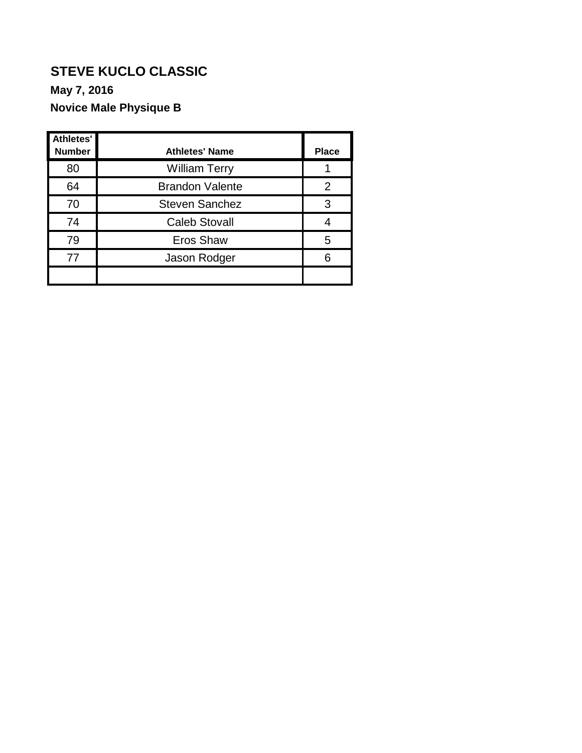## STEVE KUCLO CLASSIC

**May 7, 2016**

**Novice Male Physique B**

| Athletes' Number | Athletes' Name | Place |
|---|---|---|
| 80 | William Terry | 1 |
| 64 | Brandon Valente | 2 |
| 70 | Steven Sanchez | 3 |
| 74 | Caleb Stovall | 4 |
| 79 | Eros Shaw | 5 |
| 77 | Jason Rodger | 6 |
| | | |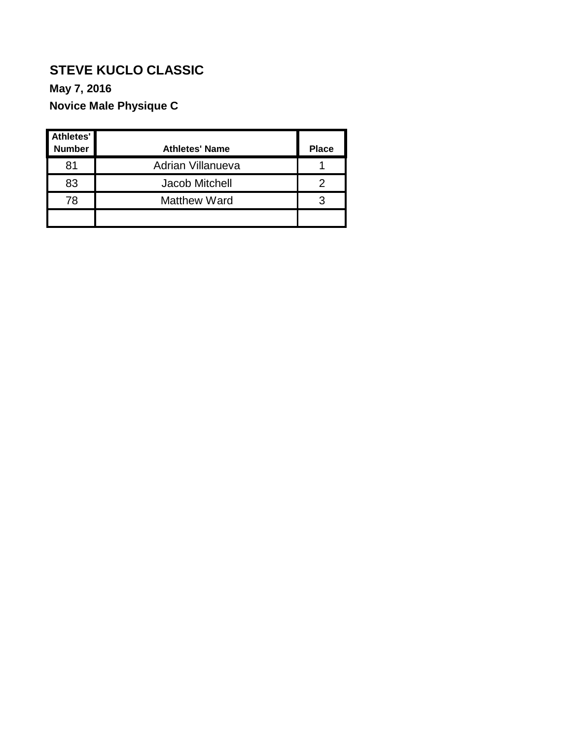# STEVE KUCLO CLASSIC

**May 7, 2016**

**Novice Male Physique C**

| Athletes' Number | Athletes' Name | Place |
|---|---|---|
| 81 | Adrian Villanueva | 1 |
| 83 | Jacob Mitchell | 2 |
| 78 | Matthew Ward | 3 |
| | | |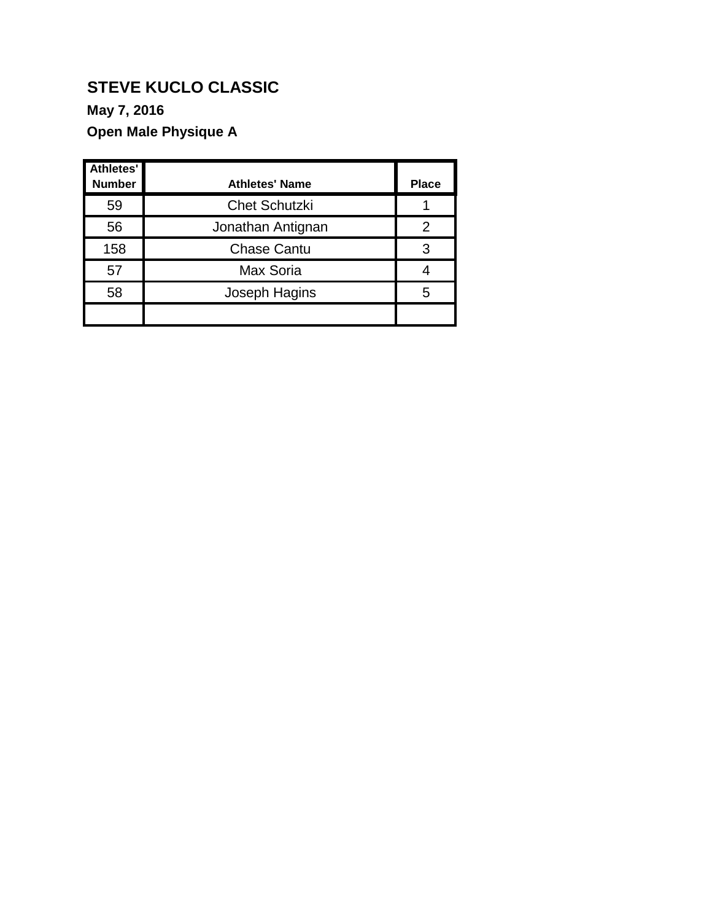# STEVE KUCLO CLASSIC

**May 7, 2016**

**Open Male Physique A**

| Athletes' Number | Athletes' Name | Place |
|---|---|---|
| 59 | Chet Schutzki | 1 |
| 56 | Jonathan Antignan | 2 |
| 158 | Chase Cantu | 3 |
| 57 | Max Soria | 4 |
| 58 | Joseph Hagins | 5 |
| | | |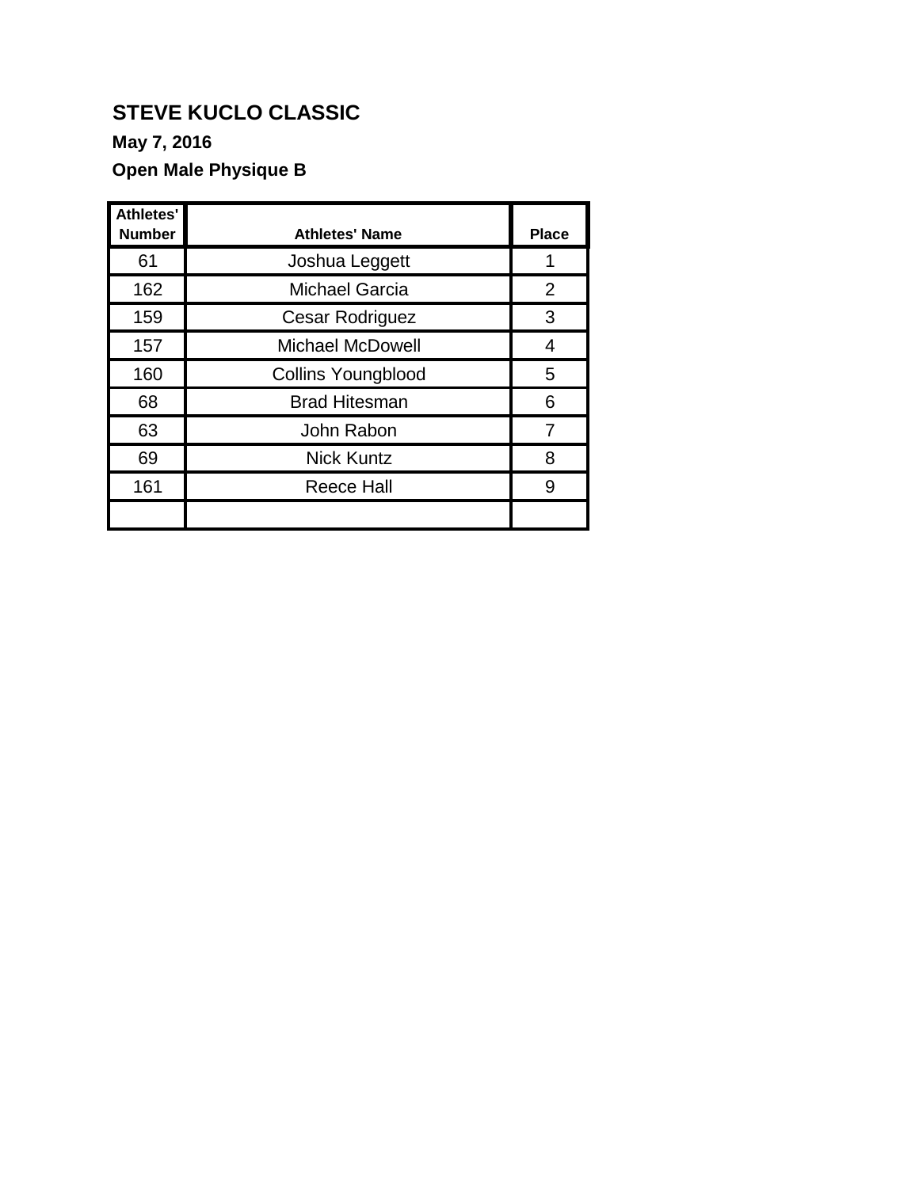# STEVE KUCLO CLASSIC

**May 7, 2016**

**Open Male Physique B**

| Athletes' Number | Athletes' Name | Place |
|---|---|---|
| 61 | Joshua Leggett | 1 |
| 162 | Michael Garcia | 2 |
| 159 | Cesar Rodriguez | 3 |
| 157 | Michael McDowell | 4 |
| 160 | Collins Youngblood | 5 |
| 68 | Brad Hitesman | 6 |
| 63 | John Rabon | 7 |
| 69 | Nick Kuntz | 8 |
| 161 | Reece Hall | 9 |
| | | |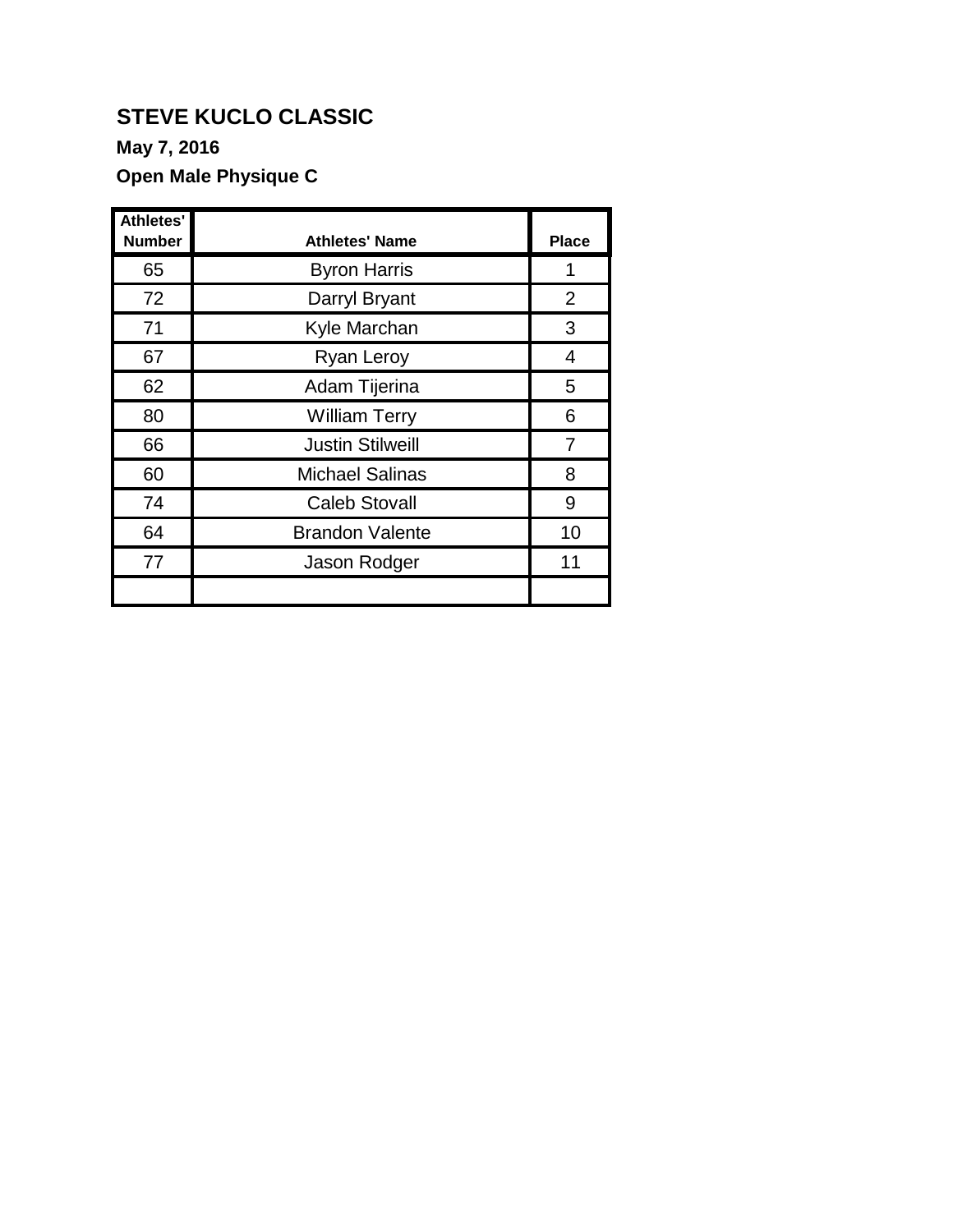# STEVE KUCLO CLASSIC

**May 7, 2016**

**Open Male Physique C**

| Athletes' Number | Athletes' Name | Place |
|---|---|---|
| 65 | Byron Harris | 1 |
| 72 | Darryl Bryant | 2 |
| 71 | Kyle Marchan | 3 |
| 67 | Ryan Leroy | 4 |
| 62 | Adam Tijerina | 5 |
| 80 | William Terry | 6 |
| 66 | Justin Stilweill | 7 |
| 60 | Michael Salinas | 8 |
| 74 | Caleb Stovall | 9 |
| 64 | Brandon Valente | 10 |
| 77 | Jason Rodger | 11 |
| | | |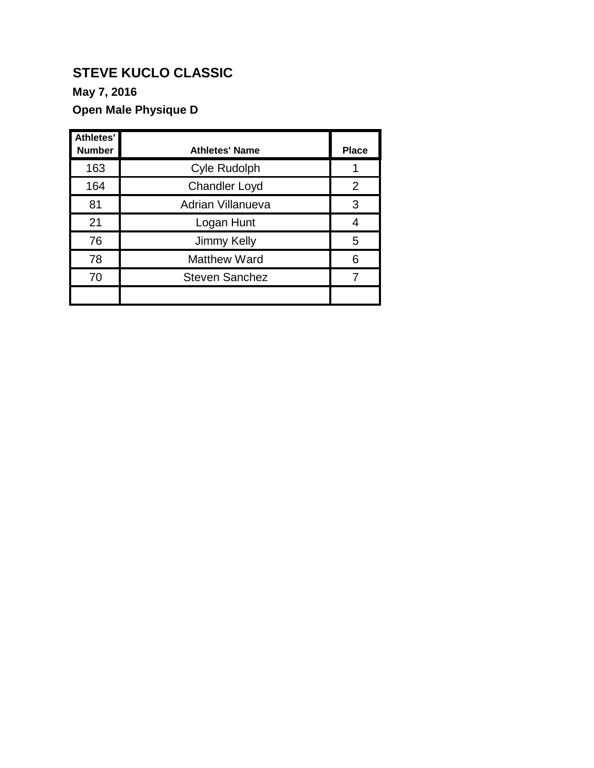# STEVE KUCLO CLASSIC

**May 7, 2016**

**Open Male Physique D**

| Athletes' Number | Athletes' Name | Place |
|---|---|---|
| 163 | Cyle Rudolph | 1 |
| 164 | Chandler Loyd | 2 |
| 81 | Adrian Villanueva | 3 |
| 21 | Logan Hunt | 4 |
| 76 | Jimmy Kelly | 5 |
| 78 | Matthew Ward | 6 |
| 70 | Steven Sanchez | 7 |
| | | |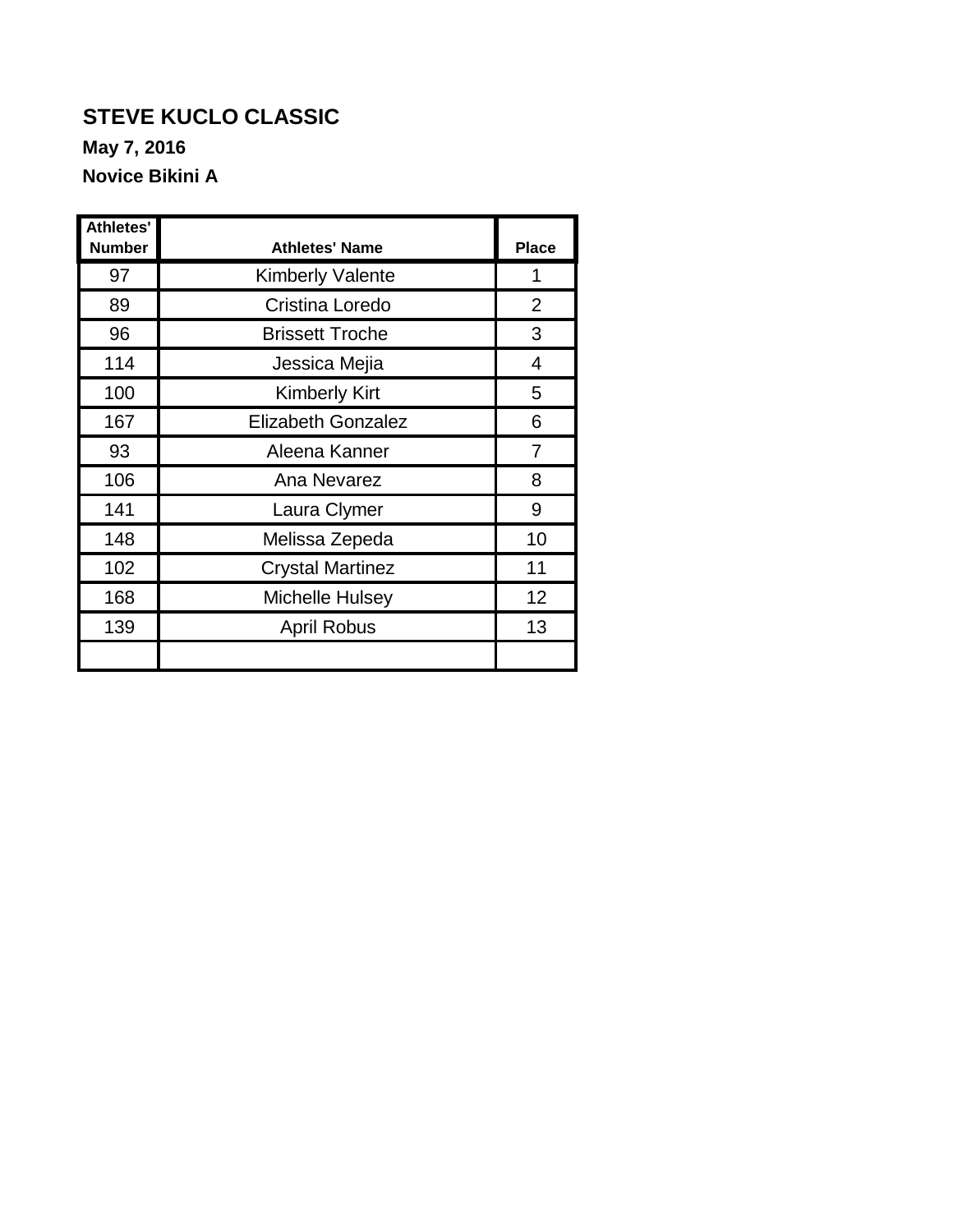**STEVE KUCLO CLASSIC**

**May 7, 2016**

**Novice Bikini A**

| Athletes' Number | Athletes' Name | Place |
|---|---|---|
| 97 | Kimberly Valente | 1 |
| 89 | Cristina Loredo | 2 |
| 96 | Brissett Troche | 3 |
| 114 | Jessica Mejia | 4 |
| 100 | Kimberly Kirt | 5 |
| 167 | Elizabeth Gonzalez | 6 |
| 93 | Aleena Kanner | 7 |
| 106 | Ana Nevarez | 8 |
| 141 | Laura Clymer | 9 |
| 148 | Melissa Zepeda | 10 |
| 102 | Crystal Martinez | 11 |
| 168 | Michelle Hulsey | 12 |
| 139 | April Robus | 13 |
| | | |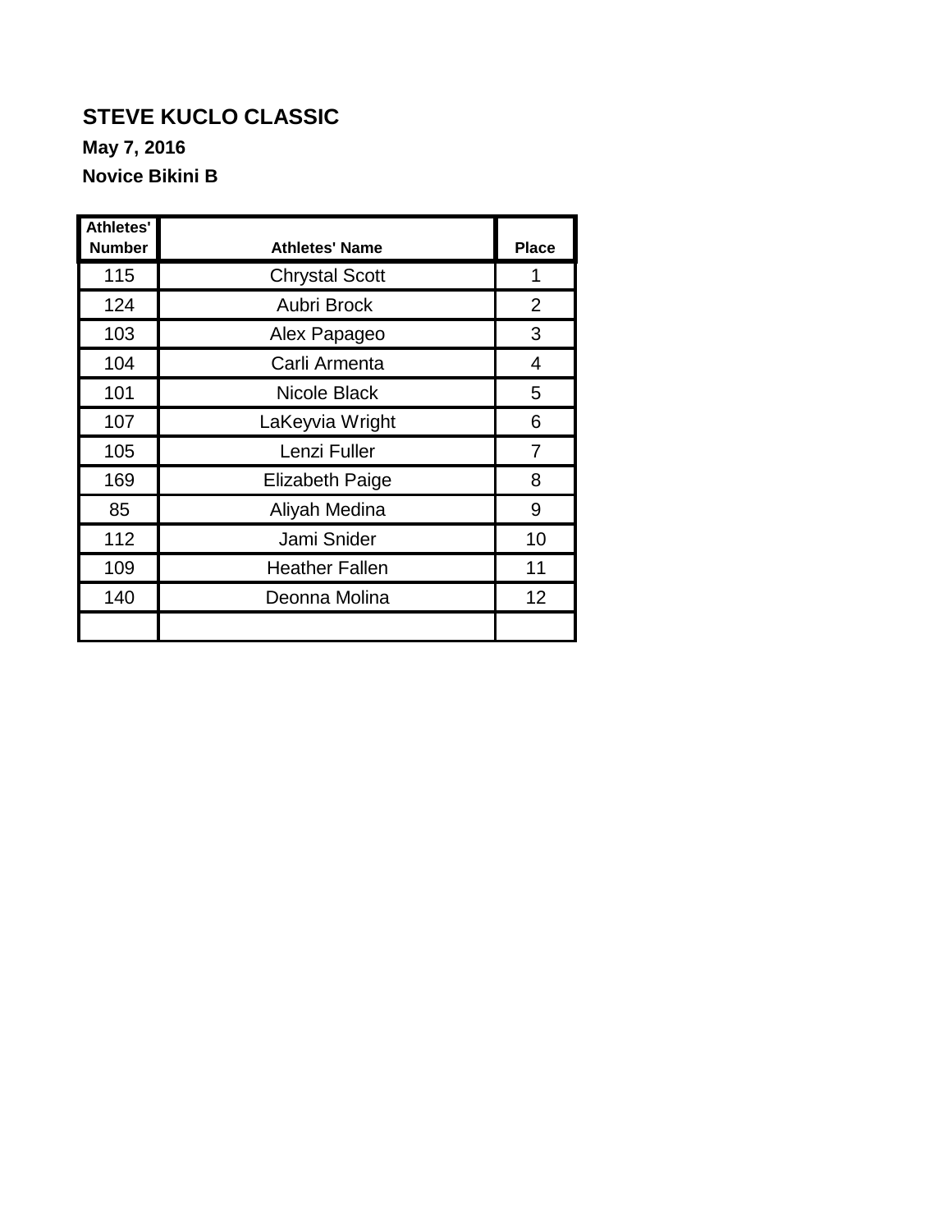# STEVE KUCLO CLASSIC

**May 7, 2016**

**Novice Bikini B**

| Athletes' Number | Athletes' Name | Place |
|---|---|---|
| 115 | Chrystal Scott | 1 |
| 124 | Aubri Brock | 2 |
| 103 | Alex Papageo | 3 |
| 104 | Carli Armenta | 4 |
| 101 | Nicole Black | 5 |
| 107 | LaKeyvia Wright | 6 |
| 105 | Lenzi Fuller | 7 |
| 169 | Elizabeth Paige | 8 |
| 85 | Aliyah Medina | 9 |
| 112 | Jami Snider | 10 |
| 109 | Heather Fallen | 11 |
| 140 | Deonna Molina | 12 |
| | | |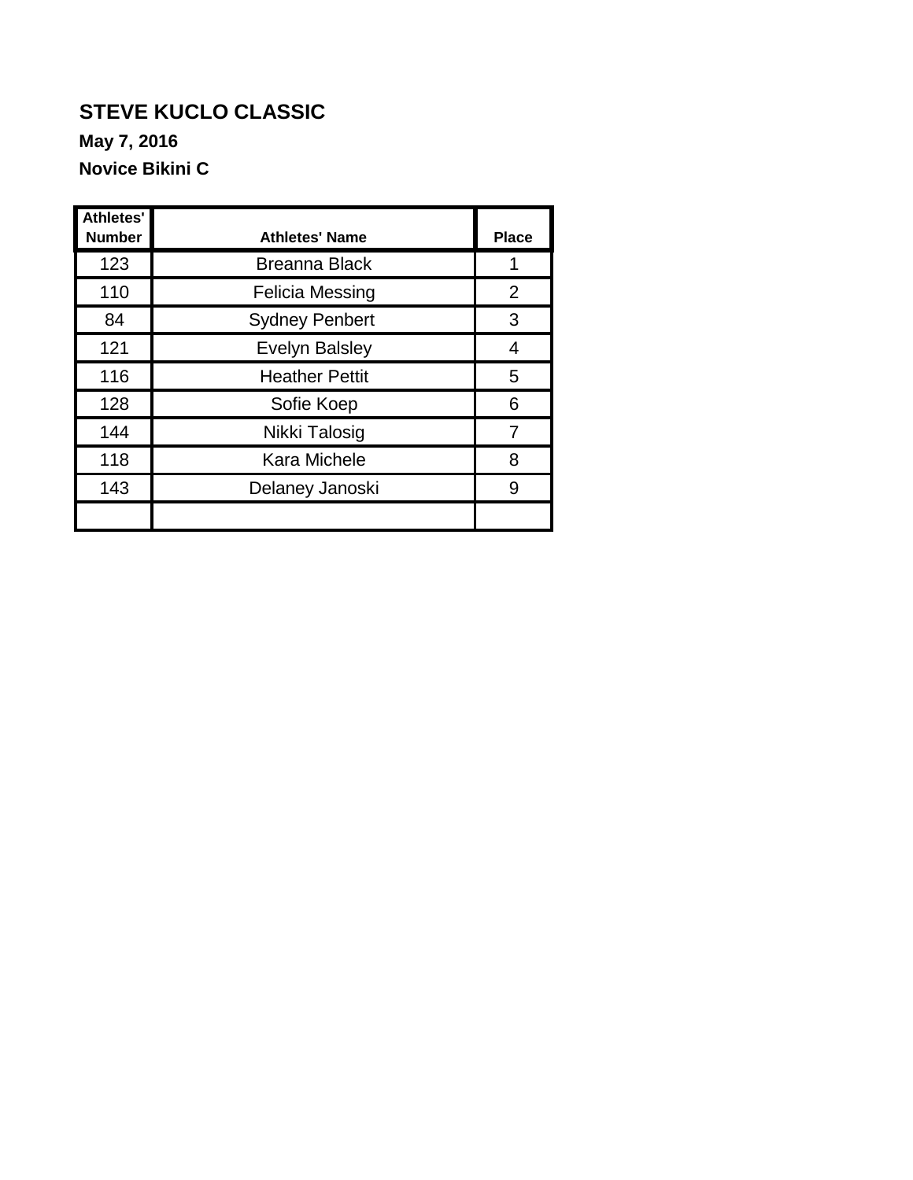**STEVE KUCLO CLASSIC**

**May 7, 2016**

**Novice Bikini C**

| Athletes' Number | Athletes' Name | Place |
|---|---|---|
| 123 | Breanna Black | 1 |
| 110 | Felicia Messing | 2 |
| 84 | Sydney Penbert | 3 |
| 121 | Evelyn Balsley | 4 |
| 116 | Heather Pettit | 5 |
| 128 | Sofie Koep | 6 |
| 144 | Nikki Talosig | 7 |
| 118 | Kara Michele | 8 |
| 143 | Delaney Janoski | 9 |
| | | |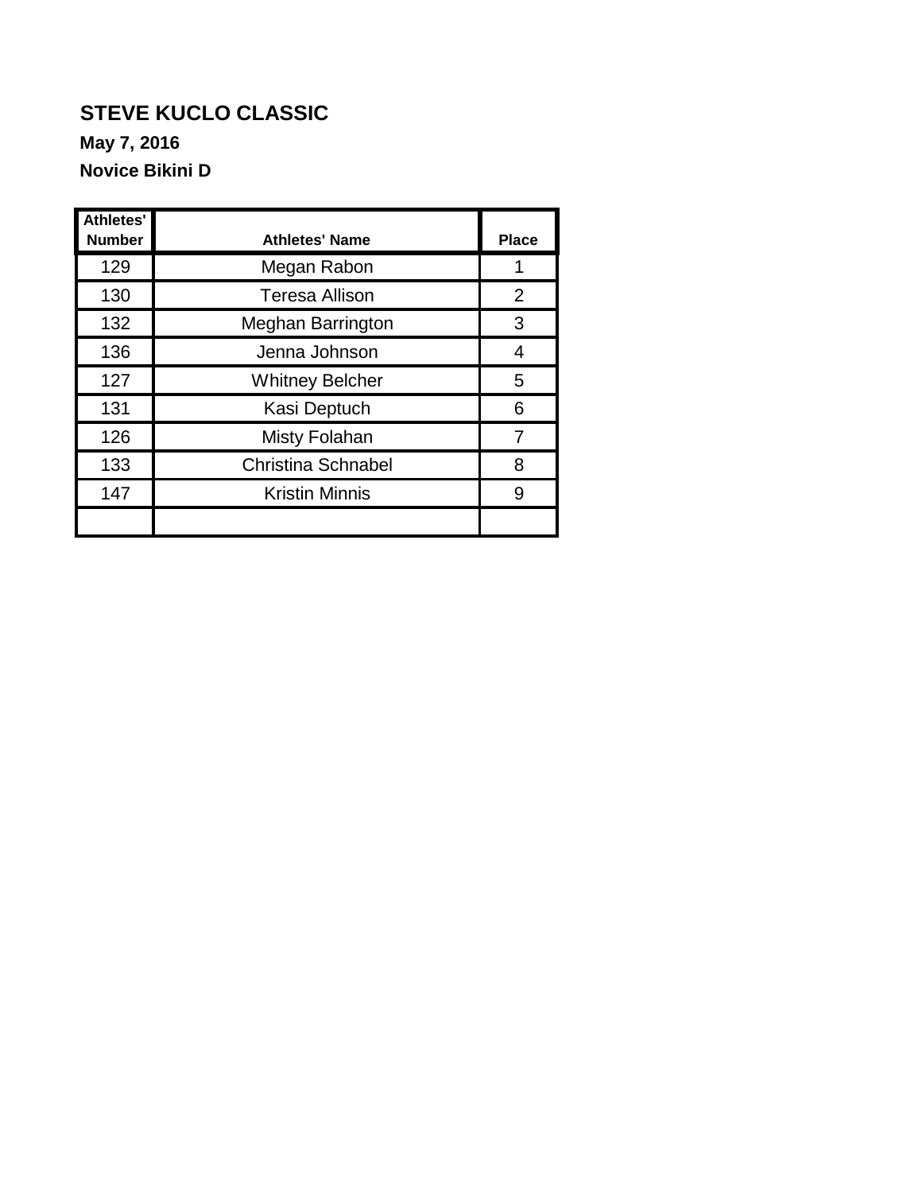# STEVE KUCLO CLASSIC

**May 7, 2016**

**Novice Bikini D**

| Athletes' Number | Athletes' Name | Place |
|---|---|---|
| 129 | Megan Rabon | 1 |
| 130 | Teresa Allison | 2 |
| 132 | Meghan Barrington | 3 |
| 136 | Jenna Johnson | 4 |
| 127 | Whitney Belcher | 5 |
| 131 | Kasi Deptuch | 6 |
| 126 | Misty Folahan | 7 |
| 133 | Christina Schnabel | 8 |
| 147 | Kristin Minnis | 9 |
| | | |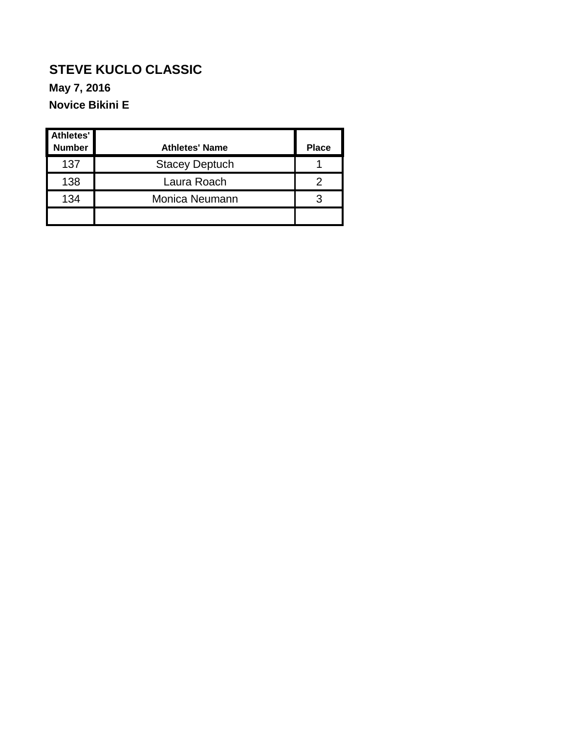# STEVE KUCLO CLASSIC

**May 7, 2016**

**Novice Bikini E**

| Athletes' Number | Athletes' Name | Place |
|---|---|---|
| 137 | Stacey Deptuch | 1 |
| 138 | Laura Roach | 2 |
| 134 | Monica Neumann | 3 |
| | | |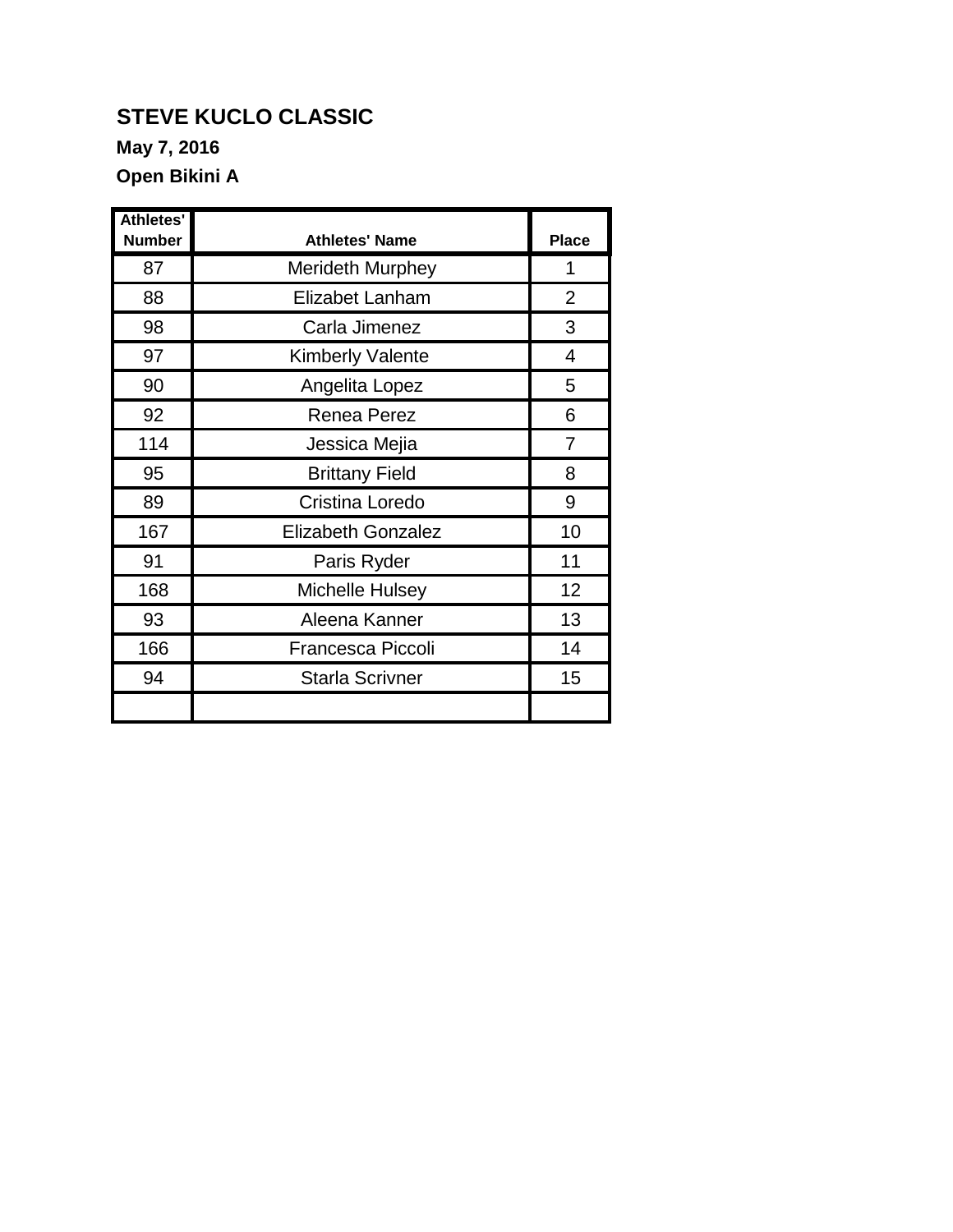# STEVE KUCLO CLASSIC

**May 7, 2016**

**Open Bikini A**

| Athletes' Number | Athletes' Name | Place |
|---|---|---|
| 87 | Merideth Murphey | 1 |
| 88 | Elizabet Lanham | 2 |
| 98 | Carla Jimenez | 3 |
| 97 | Kimberly Valente | 4 |
| 90 | Angelita Lopez | 5 |
| 92 | Renea Perez | 6 |
| 114 | Jessica Mejia | 7 |
| 95 | Brittany Field | 8 |
| 89 | Cristina Loredo | 9 |
| 167 | Elizabeth Gonzalez | 10 |
| 91 | Paris Ryder | 11 |
| 168 | Michelle Hulsey | 12 |
| 93 | Aleena Kanner | 13 |
| 166 | Francesca Piccoli | 14 |
| 94 | Starla Scrivner | 15 |
| | | |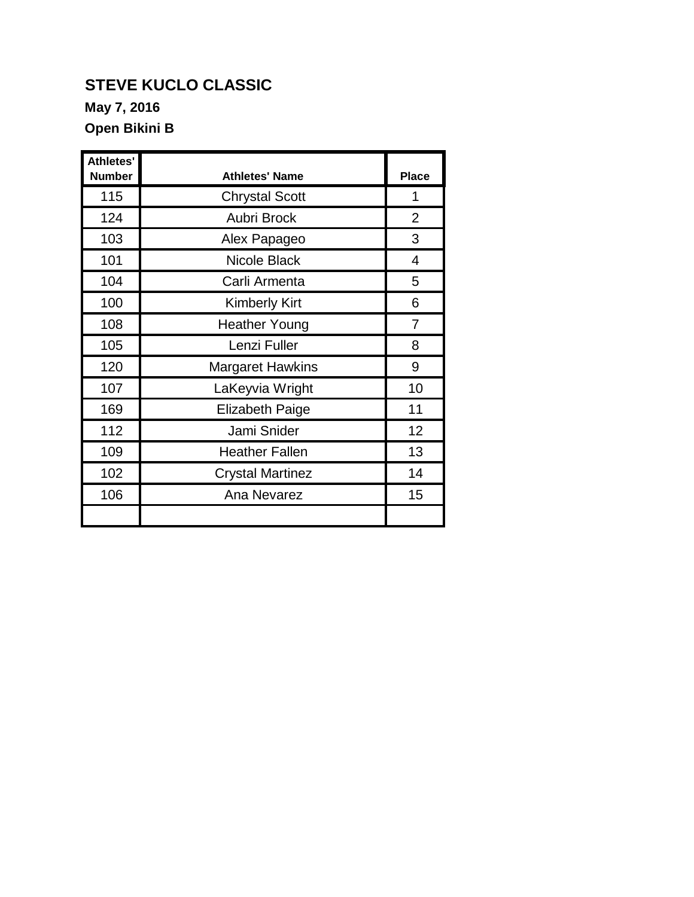## STEVE KUCLO CLASSIC

**May 7, 2016**

**Open Bikini B**

| Athletes' Number | Athletes' Name | Place |
|---|---|---|
| 115 | Chrystal Scott | 1 |
| 124 | Aubri Brock | 2 |
| 103 | Alex Papageo | 3 |
| 101 | Nicole Black | 4 |
| 104 | Carli Armenta | 5 |
| 100 | Kimberly Kirt | 6 |
| 108 | Heather Young | 7 |
| 105 | Lenzi Fuller | 8 |
| 120 | Margaret Hawkins | 9 |
| 107 | LaKeyvia Wright | 10 |
| 169 | Elizabeth Paige | 11 |
| 112 | Jami Snider | 12 |
| 109 | Heather Fallen | 13 |
| 102 | Crystal Martinez | 14 |
| 106 | Ana Nevarez | 15 |
| | | |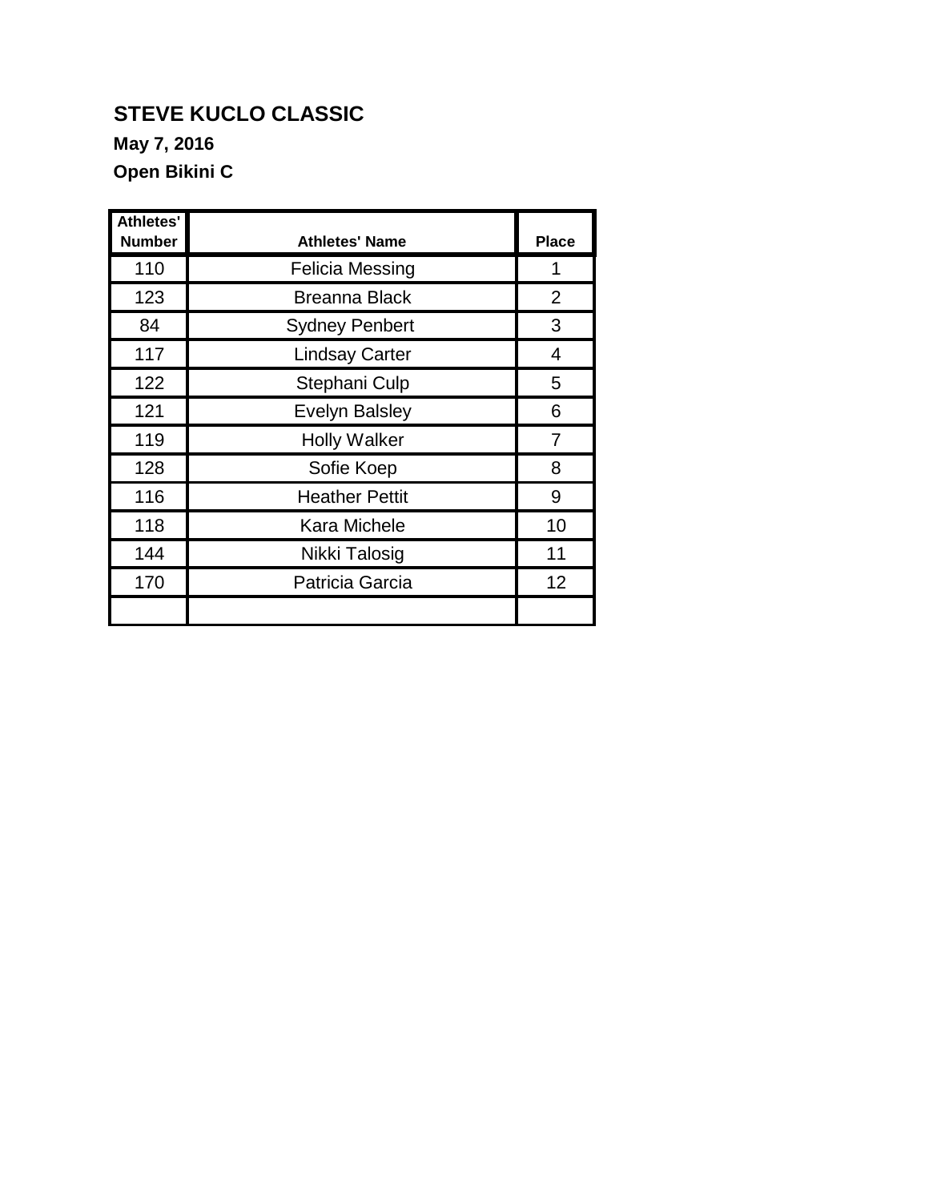# STEVE KUCLO CLASSIC

**May 7, 2016**

**Open Bikini C**

| Athletes' Number | Athletes' Name | Place |
|---|---|---|
| 110 | Felicia Messing | 1 |
| 123 | Breanna Black | 2 |
| 84 | Sydney Penbert | 3 |
| 117 | Lindsay Carter | 4 |
| 122 | Stephani Culp | 5 |
| 121 | Evelyn Balsley | 6 |
| 119 | Holly Walker | 7 |
| 128 | Sofie Koep | 8 |
| 116 | Heather Pettit | 9 |
| 118 | Kara Michele | 10 |
| 144 | Nikki Talosig | 11 |
| 170 | Patricia Garcia | 12 |
| | | |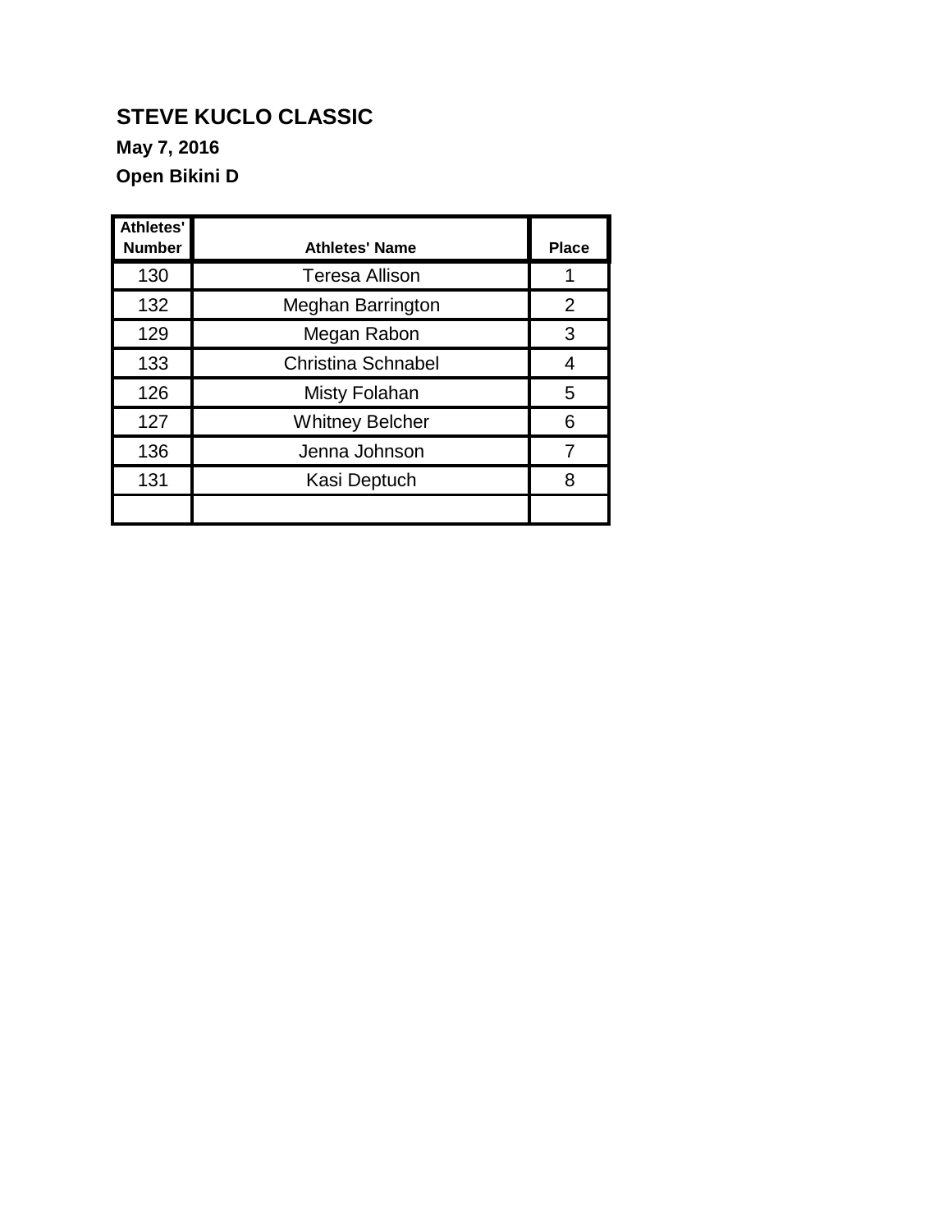**STEVE KUCLO CLASSIC**

**May 7, 2016**

**Open Bikini D**

| Athletes' Number | Athletes' Name | Place |
|---|---|---|
| 130 | Teresa Allison | 1 |
| 132 | Meghan Barrington | 2 |
| 129 | Megan Rabon | 3 |
| 133 | Christina Schnabel | 4 |
| 126 | Misty Folahan | 5 |
| 127 | Whitney Belcher | 6 |
| 136 | Jenna Johnson | 7 |
| 131 | Kasi Deptuch | 8 |
| | | |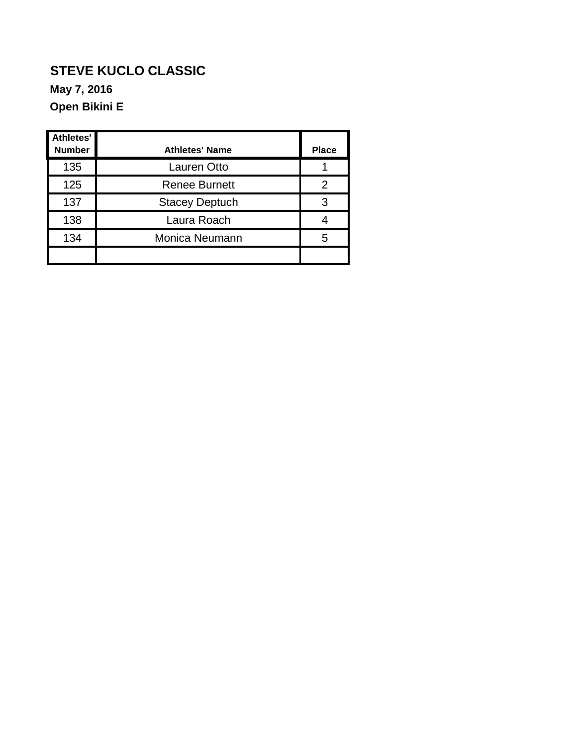**STEVE KUCLO CLASSIC**

**May 7, 2016**

**Open Bikini E**

| Athletes' Number | Athletes' Name | Place |
|---|---|---|
| 135 | Lauren Otto | 1 |
| 125 | Renee Burnett | 2 |
| 137 | Stacey Deptuch | 3 |
| 138 | Laura Roach | 4 |
| 134 | Monica Neumann | 5 |
| | | |